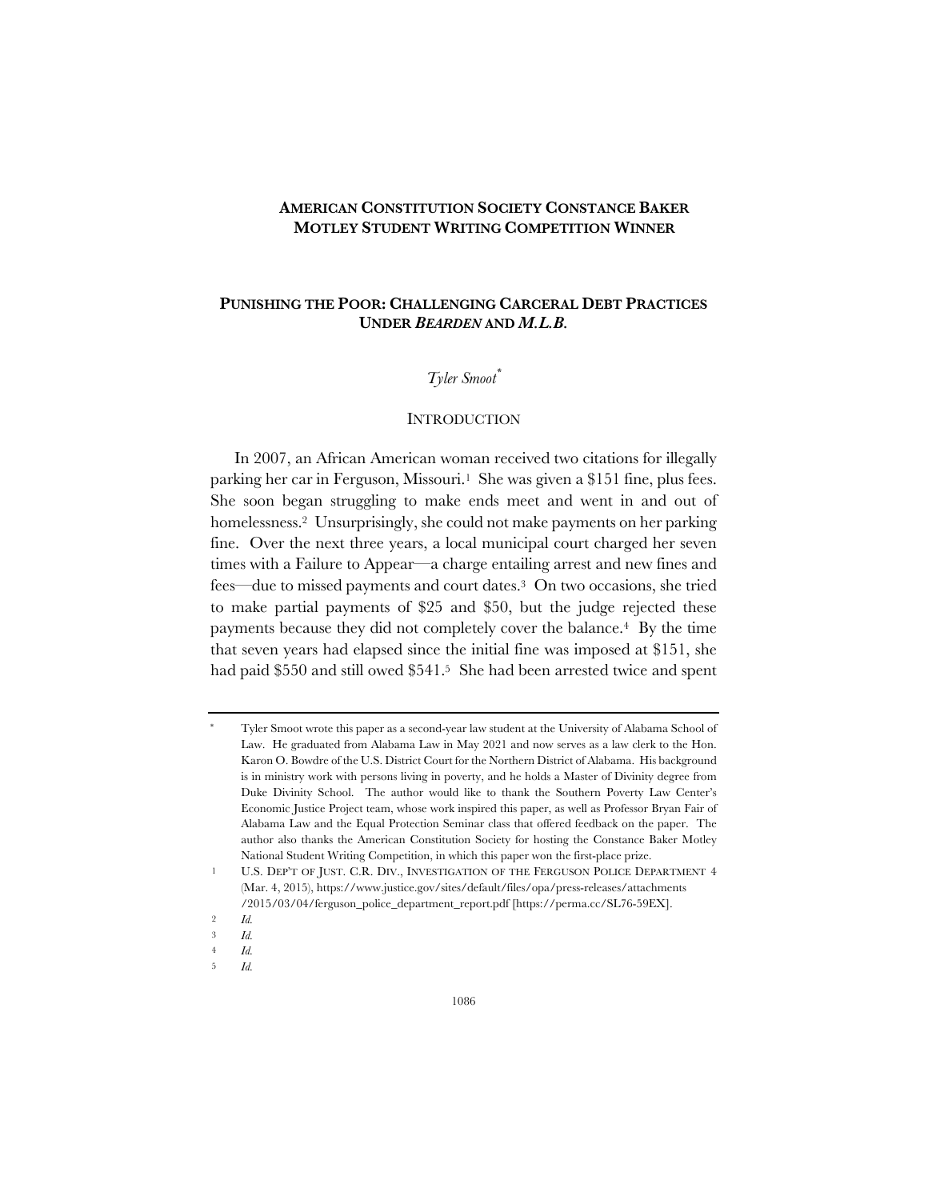**AMERICAN CONSTITUTION SOCIETY CONSTANCE BAKER MOTLEY STUDENT WRITING COMPETITION WINNER**

# PUNISHING THE POOR: CHALLENGING CARCERAL DEBT PRACTICES UNDER *BEARDEN* AND *M.L.B.*

*Tyler Smoot*[*]

## INTRODUCTION

In 2007, an African American woman received two citations for illegally parking her car in Ferguson, Missouri.[1] She was given a $151 fine, plus fees. She soon began struggling to make ends meet and went in and out of homelessness.[2] Unsurprisingly, she could not make payments on her parking fine. Over the next three years, a local municipal court charged her seven times with a Failure to Appear—a charge entailing arrest and new fines and fees—due to missed payments and court dates.[3] On two occasions, she tried to make partial payments of $25 and $50, but the judge rejected these payments because they did not completely cover the balance.[4] By the time that seven years had elapsed since the initial fine was imposed at $151, she had paid $550 and still owed $541.[5] She had been arrested twice and spent

---

[*] Tyler Smoot wrote this paper as a second-year law student at the University of Alabama School of Law. He graduated from Alabama Law in May 2021 and now serves as a law clerk to the Hon. Karon O. Bowdre of the U.S. District Court for the Northern District of Alabama. His background is in ministry work with persons living in poverty, and he holds a Master of Divinity degree from Duke Divinity School. The author would like to thank the Southern Poverty Law Center's Economic Justice Project team, whose work inspired this paper, as well as Professor Bryan Fair of Alabama Law and the Equal Protection Seminar class that offered feedback on the paper. The author also thanks the American Constitution Society for hosting the Constance Baker Motley National Student Writing Competition, in which this paper won the first-place prize.

[1] U.S. DEP'T OF JUST. C.R. DIV., INVESTIGATION OF THE FERGUSON POLICE DEPARTMENT 4 (Mar. 4, 2015), https://www.justice.gov/sites/default/files/opa/press-releases/attachments/2015/03/04/ferguson_police_department_report.pdf [https://perma.cc/SL76-59EX].

[2] *Id.*

[3] *Id.*

[4] *Id.*

[5] *Id.*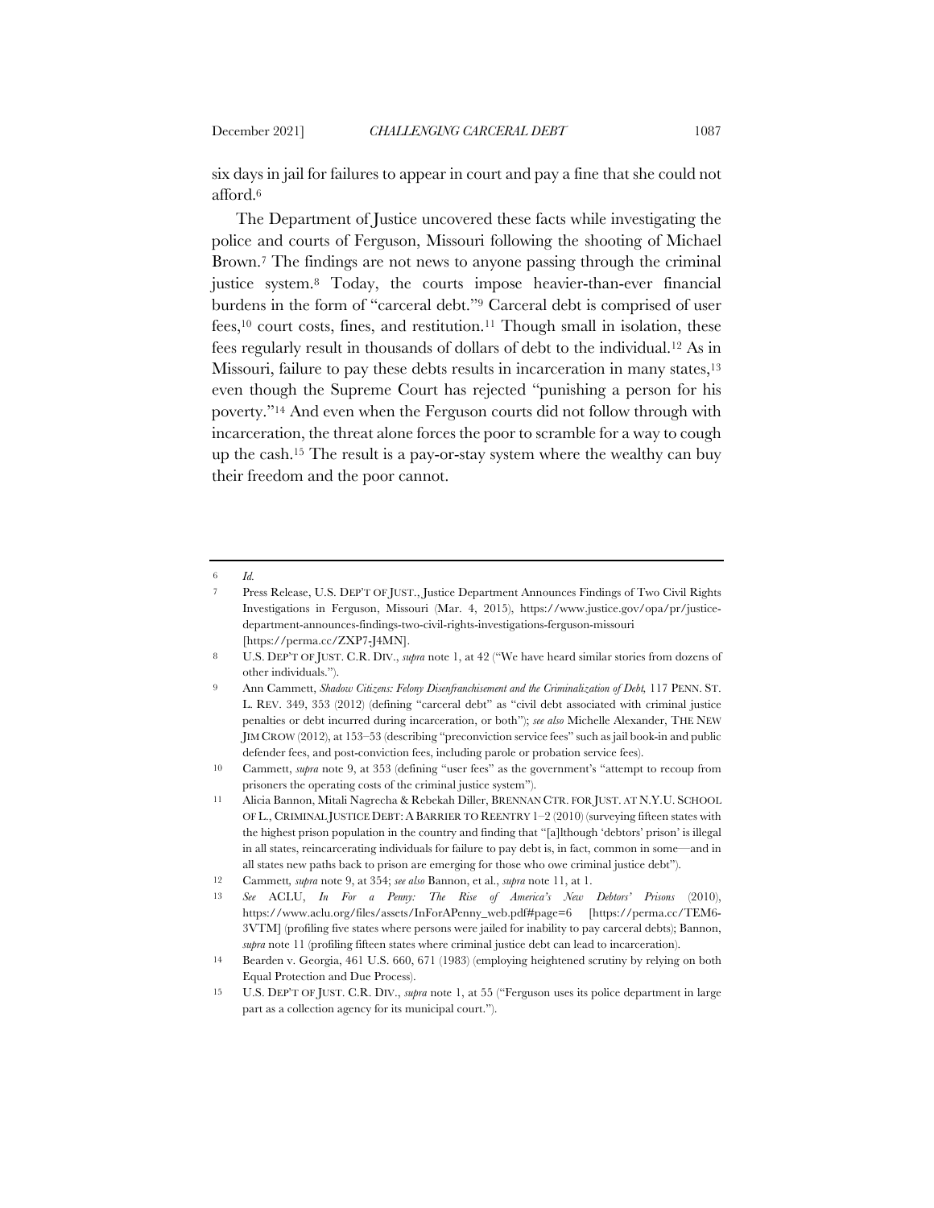six days in jail for failures to appear in court and pay a fine that she could not afford.[6]

The Department of Justice uncovered these facts while investigating the police and courts of Ferguson, Missouri following the shooting of Michael Brown.[7] The findings are not news to anyone passing through the criminal justice system.[8] Today, the courts impose heavier-than-ever financial burdens in the form of "carceral debt."[9] Carceral debt is comprised of user fees,[10] court costs, fines, and restitution.[11] Though small in isolation, these fees regularly result in thousands of dollars of debt to the individual.[12] As in Missouri, failure to pay these debts results in incarceration in many states,[13] even though the Supreme Court has rejected "punishing a person for his poverty."[14] And even when the Ferguson courts did not follow through with incarceration, the threat alone forces the poor to scramble for a way to cough up the cash.[15] The result is a pay-or-stay system where the wealthy can buy their freedom and the poor cannot.

---

6 *Id.*

7 Press Release, U.S. DEP'T OF JUST., Justice Department Announces Findings of Two Civil Rights Investigations in Ferguson, Missouri (Mar. 4, 2015), https://www.justice.gov/opa/pr/justice-department-announces-findings-two-civil-rights-investigations-ferguson-missouri [https://perma.cc/ZXP7-J4MN].

8 U.S. DEP'T OF JUST. C.R. DIV., *supra* note 1, at 42 ("We have heard similar stories from dozens of other individuals.").

9 Ann Cammett, *Shadow Citizens: Felony Disenfranchisement and the Criminalization of Debt,* 117 PENN. ST. L. REV. 349, 353 (2012) (defining "carceral debt" as "civil debt associated with criminal justice penalties or debt incurred during incarceration, or both"); *see also* Michelle Alexander, THE NEW JIM CROW (2012), at 153–53 (describing "preconviction service fees" such as jail book-in and public defender fees, and post-conviction fees, including parole or probation service fees).

10 Cammett, *supra* note 9, at 353 (defining "user fees" as the government's "attempt to recoup from prisoners the operating costs of the criminal justice system").

11 Alicia Bannon, Mitali Nagrecha & Rebekah Diller, BRENNAN CTR. FOR JUST. AT N.Y.U. SCHOOL OF L., CRIMINAL JUSTICE DEBT: A BARRIER TO REENTRY 1–2 (2010) (surveying fifteen states with the highest prison population in the country and finding that "[a]lthough 'debtors' prison' is illegal in all states, reincarcerating individuals for failure to pay debt is, in fact, common in some—and in all states new paths back to prison are emerging for those who owe criminal justice debt").

12 Cammett, *supra* note 9, at 354; *see also* Bannon, et al., *supra* note 11, at 1.

13 *See* ACLU, *In For a Penny: The Rise of America's New Debtors' Prisons* (2010), https://www.aclu.org/files/assets/InForAPenny_web.pdf#page=6 [https://perma.cc/TEM6-3VTM] (profiling five states where persons were jailed for inability to pay carceral debts); Bannon, *supra* note 11 (profiling fifteen states where criminal justice debt can lead to incarceration).

14 Bearden v. Georgia, 461 U.S. 660, 671 (1983) (employing heightened scrutiny by relying on both Equal Protection and Due Process).

15 U.S. DEP'T OF JUST. C.R. DIV., *supra* note 1, at 55 ("Ferguson uses its police department in large part as a collection agency for its municipal court.").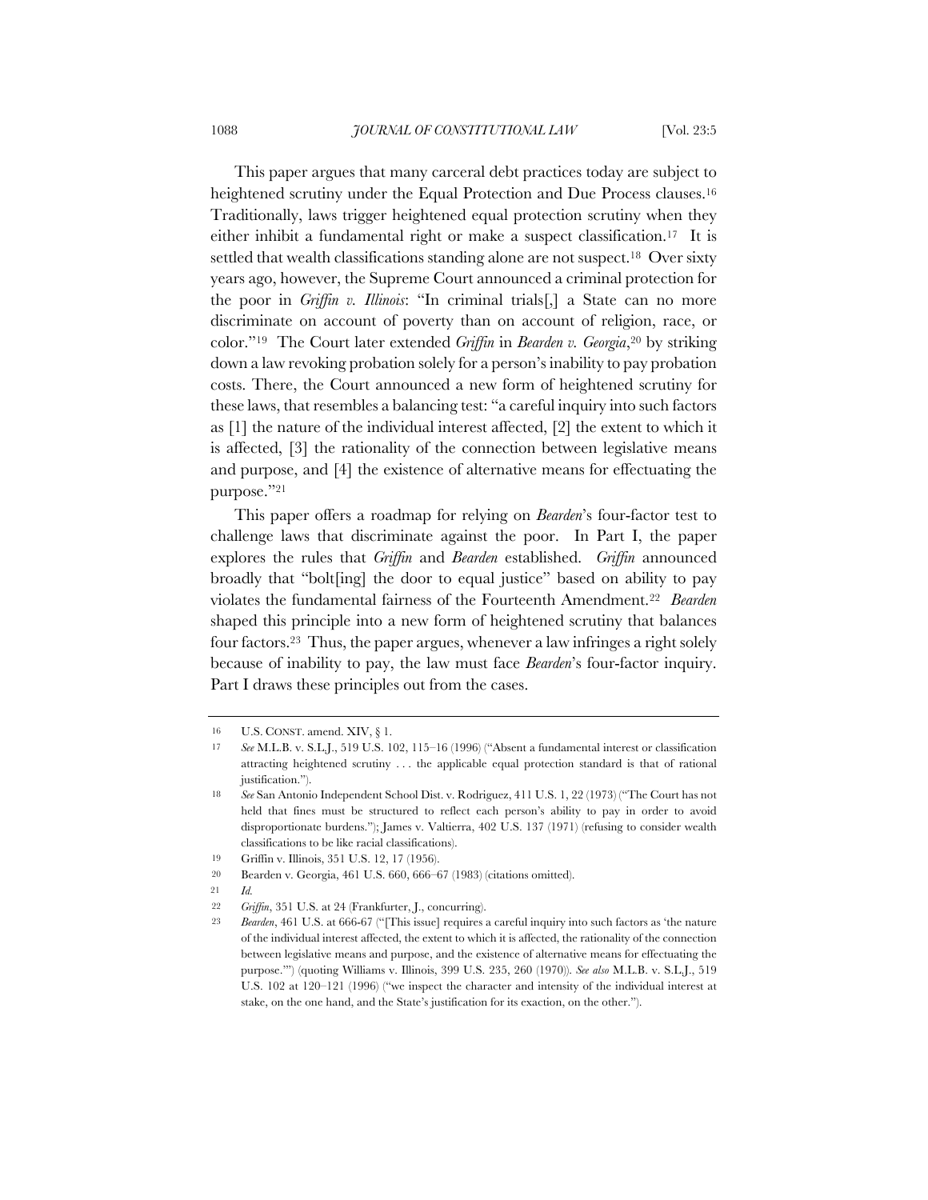This paper argues that many carceral debt practices today are subject to heightened scrutiny under the Equal Protection and Due Process clauses.[16] Traditionally, laws trigger heightened equal protection scrutiny when they either inhibit a fundamental right or make a suspect classification.[17] It is settled that wealth classifications standing alone are not suspect.[18] Over sixty years ago, however, the Supreme Court announced a criminal protection for the poor in *Griffin v. Illinois*: "In criminal trials[,] a State can no more discriminate on account of poverty than on account of religion, race, or color."[19] The Court later extended *Griffin* in *Bearden v. Georgia*,[20] by striking down a law revoking probation solely for a person's inability to pay probation costs. There, the Court announced a new form of heightened scrutiny for these laws, that resembles a balancing test: "a careful inquiry into such factors as [1] the nature of the individual interest affected, [2] the extent to which it is affected, [3] the rationality of the connection between legislative means and purpose, and [4] the existence of alternative means for effectuating the purpose."[21]

This paper offers a roadmap for relying on *Bearden*'s four-factor test to challenge laws that discriminate against the poor. In Part I, the paper explores the rules that *Griffin* and *Bearden* established. *Griffin* announced broadly that "bolt[ing] the door to equal justice" based on ability to pay violates the fundamental fairness of the Fourteenth Amendment.[22] *Bearden* shaped this principle into a new form of heightened scrutiny that balances four factors.[23] Thus, the paper argues, whenever a law infringes a right solely because of inability to pay, the law must face *Bearden*'s four-factor inquiry. Part I draws these principles out from the cases.

---

16 U.S. CONST. amend. XIV, § 1.

17 *See* M.L.B. v. S.L.J., 519 U.S. 102, 115–16 (1996) ("Absent a fundamental interest or classification attracting heightened scrutiny . . . the applicable equal protection standard is that of rational justification.").

18 *See* San Antonio Independent School Dist. v. Rodriguez, 411 U.S. 1, 22 (1973) ("The Court has not held that fines must be structured to reflect each person's ability to pay in order to avoid disproportionate burdens."); James v. Valtierra, 402 U.S. 137 (1971) (refusing to consider wealth classifications to be like racial classifications).

19 Griffin v. Illinois, 351 U.S. 12, 17 (1956).

20 Bearden v. Georgia, 461 U.S. 660, 666–67 (1983) (citations omitted).

21 *Id.*

22 *Griffin*, 351 U.S. at 24 (Frankfurter, J., concurring).

23 *Bearden*, 461 U.S. at 666-67 ("[This issue] requires a careful inquiry into such factors as 'the nature of the individual interest affected, the extent to which it is affected, the rationality of the connection between legislative means and purpose, and the existence of alternative means for effectuating the purpose.'") (quoting Williams v. Illinois, 399 U.S. 235, 260 (1970)). *See also* M.L.B. v. S.L.J., 519 U.S. 102 at 120–121 (1996) ("we inspect the character and intensity of the individual interest at stake, on the one hand, and the State's justification for its exaction, on the other.").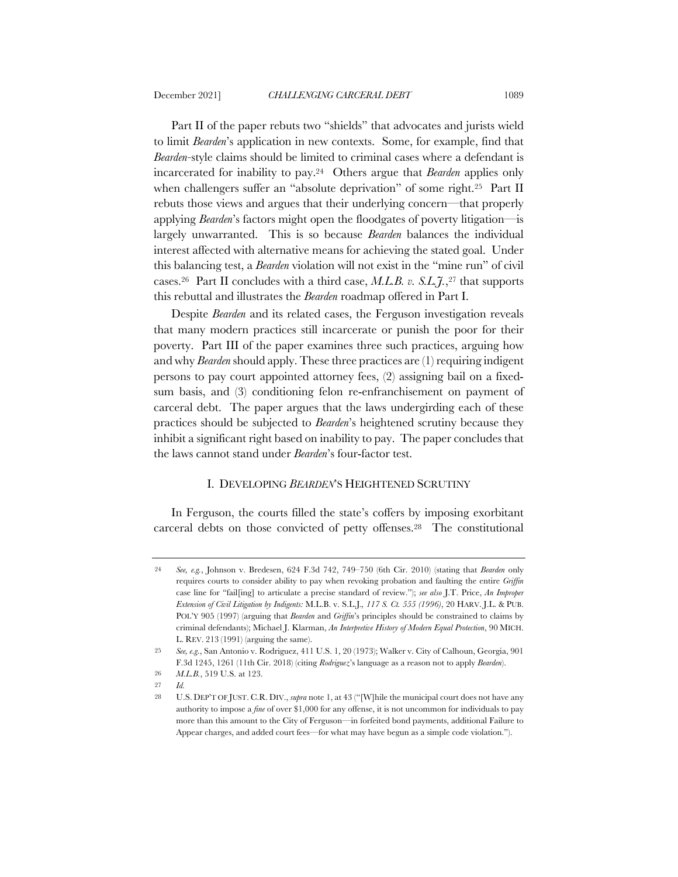Part II of the paper rebuts two "shields" that advocates and jurists wield to limit *Bearden*'s application in new contexts. Some, for example, find that *Bearden*-style claims should be limited to criminal cases where a defendant is incarcerated for inability to pay.[24] Others argue that *Bearden* applies only when challengers suffer an "absolute deprivation" of some right.[25] Part II rebuts those views and argues that their underlying concern—that properly applying *Bearden*'s factors might open the floodgates of poverty litigation—is largely unwarranted. This is so because *Bearden* balances the individual interest affected with alternative means for achieving the stated goal. Under this balancing test, a *Bearden* violation will not exist in the "mine run" of civil cases.[26] Part II concludes with a third case, *M.L.B. v. S.L.J.*,[27] that supports this rebuttal and illustrates the *Bearden* roadmap offered in Part I.

Despite *Bearden* and its related cases, the Ferguson investigation reveals that many modern practices still incarcerate or punish the poor for their poverty. Part III of the paper examines three such practices, arguing how and why *Bearden* should apply. These three practices are (1) requiring indigent persons to pay court appointed attorney fees, (2) assigning bail on a fixed-sum basis, and (3) conditioning felon re-enfranchisement on payment of carceral debt. The paper argues that the laws undergirding each of these practices should be subjected to *Bearden*'s heightened scrutiny because they inhibit a significant right based on inability to pay. The paper concludes that the laws cannot stand under *Bearden*'s four-factor test.

## I. DEVELOPING *BEARDEN*'S HEIGHTENED SCRUTINY

In Ferguson, the courts filled the state's coffers by imposing exorbitant carceral debts on those convicted of petty offenses.[28] The constitutional

---

24 *See, e.g.*, Johnson v. Bredesen, 624 F.3d 742, 749–750 (6th Cir. 2010) (stating that *Bearden* only requires courts to consider ability to pay when revoking probation and faulting the entire *Griffin* case line for "fail[ing] to articulate a precise standard of review."); *see also* J.T. Price, *An Improper Extension of Civil Litigation by Indigents:* M.L.B. v. S.L.J.*, 117 S. Ct. 555 (1996)*, 20 HARV. J.L. & PUB. POL'Y 905 (1997) (arguing that *Bearden* and *Griffin*'s principles should be constrained to claims by criminal defendants); Michael J. Klarman, *An Interpretive History of Modern Equal Protection*, 90 MICH. L. REV. 213 (1991) (arguing the same).

25 *See, e.g.*, San Antonio v. Rodriguez, 411 U.S. 1, 20 (1973); Walker v. City of Calhoun, Georgia, 901 F.3d 1245, 1261 (11th Cir. 2018) (citing *Rodriguez*'s language as a reason not to apply *Bearden*).

26 *M.L.B.*, 519 U.S. at 123.

27 *Id.*

28 U.S. DEP'T OF JUST. C.R. DIV., *supra* note 1, at 43 ("[W]hile the municipal court does not have any authority to impose a *fine* of over $1,000 for any offense, it is not uncommon for individuals to pay more than this amount to the City of Ferguson—in forfeited bond payments, additional Failure to Appear charges, and added court fees—for what may have begun as a simple code violation.").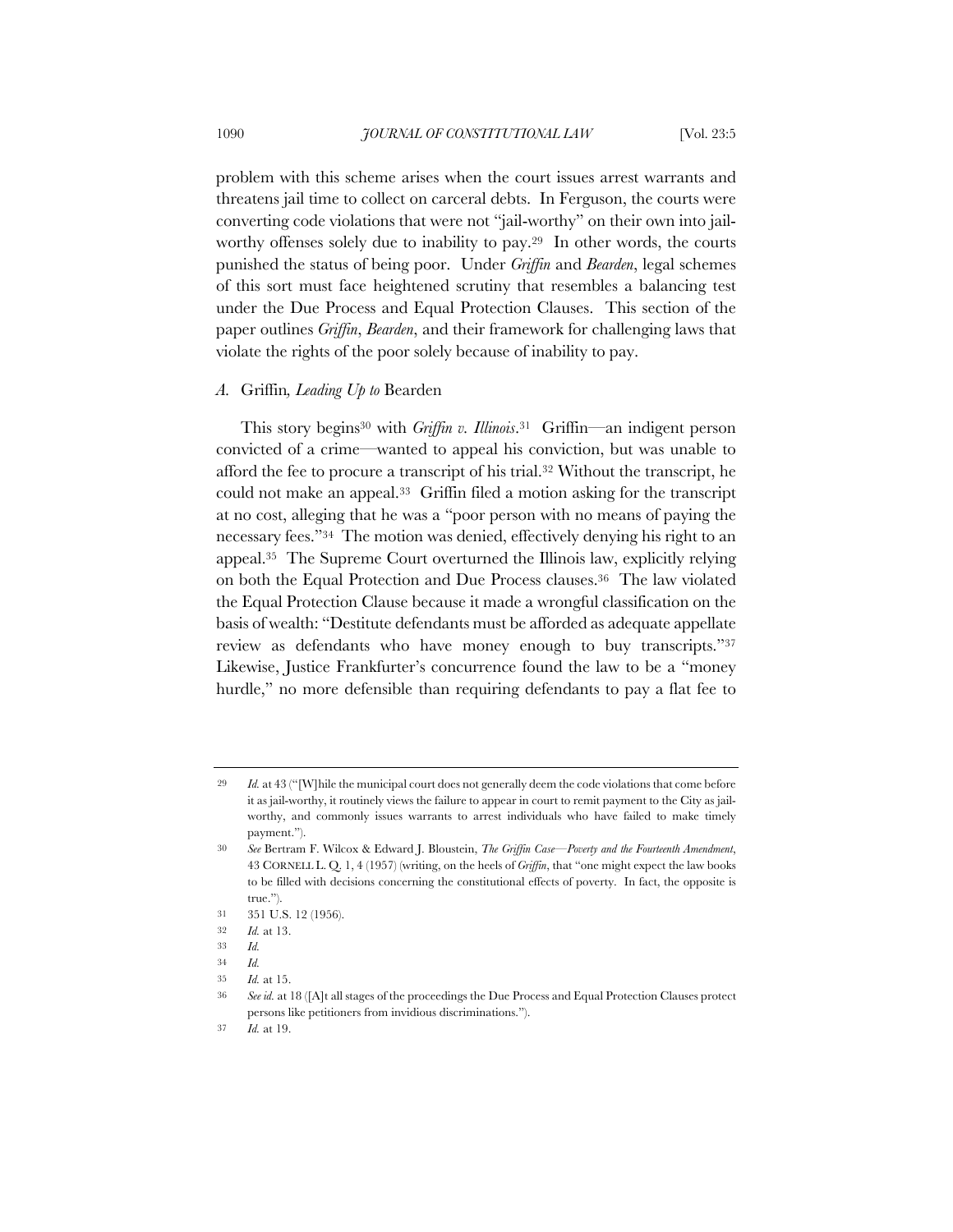problem with this scheme arises when the court issues arrest warrants and threatens jail time to collect on carceral debts. In Ferguson, the courts were converting code violations that were not "jail-worthy" on their own into jail-worthy offenses solely due to inability to pay.[29] In other words, the courts punished the status of being poor. Under *Griffin* and *Bearden*, legal schemes of this sort must face heightened scrutiny that resembles a balancing test under the Due Process and Equal Protection Clauses. This section of the paper outlines *Griffin*, *Bearden*, and their framework for challenging laws that violate the rights of the poor solely because of inability to pay.

### *A.* Griffin*, Leading Up to* Bearden

This story begins[30] with *Griffin v. Illinois*.[31] Griffin—an indigent person convicted of a crime—wanted to appeal his conviction, but was unable to afford the fee to procure a transcript of his trial.[32] Without the transcript, he could not make an appeal.[33] Griffin filed a motion asking for the transcript at no cost, alleging that he was a "poor person with no means of paying the necessary fees."[34] The motion was denied, effectively denying his right to an appeal.[35] The Supreme Court overturned the Illinois law, explicitly relying on both the Equal Protection and Due Process clauses.[36] The law violated the Equal Protection Clause because it made a wrongful classification on the basis of wealth: "Destitute defendants must be afforded as adequate appellate review as defendants who have money enough to buy transcripts."[37] Likewise, Justice Frankfurter's concurrence found the law to be a "money hurdle," no more defensible than requiring defendants to pay a flat fee to

---

29 *Id.* at 43 ("[W]hile the municipal court does not generally deem the code violations that come before it as jail-worthy, it routinely views the failure to appear in court to remit payment to the City as jail-worthy, and commonly issues warrants to arrest individuals who have failed to make timely payment.").

30 *See* Bertram F. Wilcox & Edward J. Bloustein, *The Griffin Case—Poverty and the Fourteenth Amendment*, 43 CORNELL L. Q. 1, 4 (1957) (writing, on the heels of *Griffin*, that "one might expect the law books to be filled with decisions concerning the constitutional effects of poverty. In fact, the opposite is true.").

31 351 U.S. 12 (1956).

32 *Id.* at 13.

33 *Id.*

34 *Id.*

35 *Id.* at 15.

36 *See id.* at 18 ([A]t all stages of the proceedings the Due Process and Equal Protection Clauses protect persons like petitioners from invidious discriminations.").

37 *Id.* at 19.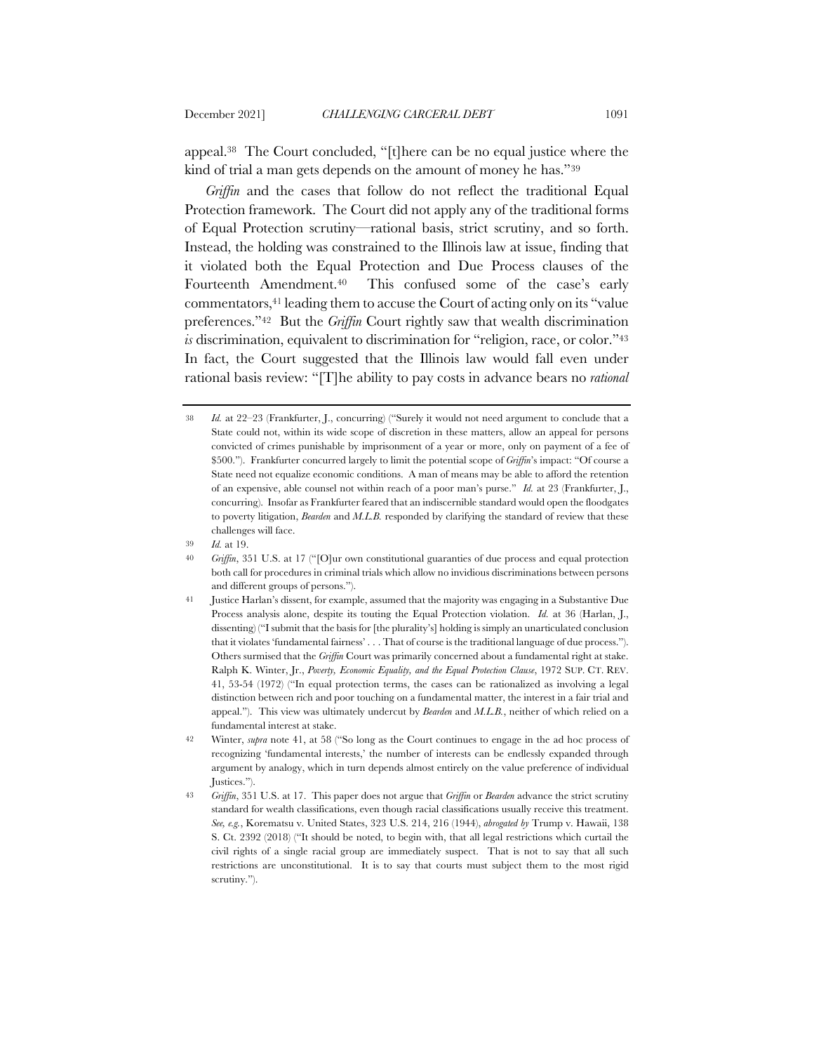appeal.[38] The Court concluded, "[t]here can be no equal justice where the kind of trial a man gets depends on the amount of money he has."[39]

*Griffin* and the cases that follow do not reflect the traditional Equal Protection framework. The Court did not apply any of the traditional forms of Equal Protection scrutiny—rational basis, strict scrutiny, and so forth. Instead, the holding was constrained to the Illinois law at issue, finding that it violated both the Equal Protection and Due Process clauses of the Fourteenth Amendment.[40] This confused some of the case's early commentators,[41] leading them to accuse the Court of acting only on its "value preferences."[42] But the *Griffin* Court rightly saw that wealth discrimination *is* discrimination, equivalent to discrimination for "religion, race, or color."[43] In fact, the Court suggested that the Illinois law would fall even under rational basis review: "[T]he ability to pay costs in advance bears no *rational*

---

38 *Id.* at 22–23 (Frankfurter, J., concurring) ("Surely it would not need argument to conclude that a State could not, within its wide scope of discretion in these matters, allow an appeal for persons convicted of crimes punishable by imprisonment of a year or more, only on payment of a fee of $500."). Frankfurter concurred largely to limit the potential scope of *Griffin*'s impact: "Of course a State need not equalize economic conditions. A man of means may be able to afford the retention of an expensive, able counsel not within reach of a poor man's purse." *Id.* at 23 (Frankfurter, J., concurring). Insofar as Frankfurter feared that an indiscernible standard would open the floodgates to poverty litigation, *Bearden* and *M.L.B.* responded by clarifying the standard of review that these challenges will face.

39 *Id.* at 19.

40 *Griffin*, 351 U.S. at 17 ("[O]ur own constitutional guaranties of due process and equal protection both call for procedures in criminal trials which allow no invidious discriminations between persons and different groups of persons.").

41 Justice Harlan's dissent, for example, assumed that the majority was engaging in a Substantive Due Process analysis alone, despite its touting the Equal Protection violation. *Id.* at 36 (Harlan, J., dissenting) ("I submit that the basis for [the plurality's] holding is simply an unarticulated conclusion that it violates 'fundamental fairness' . . . That of course is the traditional language of due process."). Others surmised that the *Griffin* Court was primarily concerned about a fundamental right at stake. Ralph K. Winter, Jr., *Poverty, Economic Equality, and the Equal Protection Clause*, 1972 SUP. CT. REV. 41, 53-54 (1972) ("In equal protection terms, the cases can be rationalized as involving a legal distinction between rich and poor touching on a fundamental matter, the interest in a fair trial and appeal."). This view was ultimately undercut by *Bearden* and *M.L.B.*, neither of which relied on a fundamental interest at stake.

42 Winter, *supra* note 41, at 58 ("So long as the Court continues to engage in the ad hoc process of recognizing 'fundamental interests,' the number of interests can be endlessly expanded through argument by analogy, which in turn depends almost entirely on the value preference of individual Justices.").

43 *Griffin*, 351 U.S. at 17. This paper does not argue that *Griffin* or *Bearden* advance the strict scrutiny standard for wealth classifications, even though racial classifications usually receive this treatment. *See, e.g.*, Korematsu v. United States, 323 U.S. 214, 216 (1944), *abrogated by* Trump v. Hawaii, 138 S. Ct. 2392 (2018) ("It should be noted, to begin with, that all legal restrictions which curtail the civil rights of a single racial group are immediately suspect. That is not to say that all such restrictions are unconstitutional. It is to say that courts must subject them to the most rigid scrutiny.").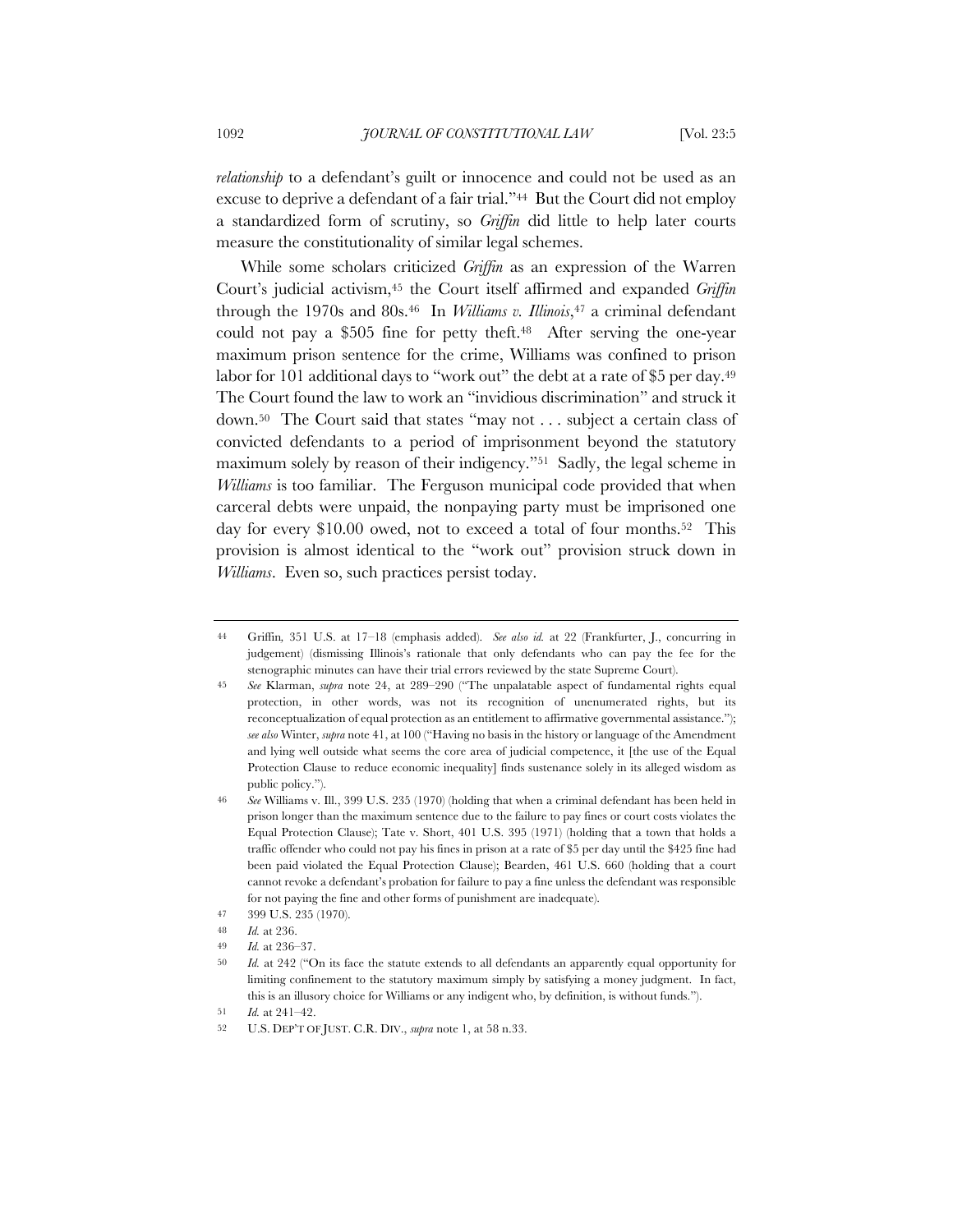*relationship* to a defendant's guilt or innocence and could not be used as an excuse to deprive a defendant of a fair trial."[44] But the Court did not employ a standardized form of scrutiny, so *Griffin* did little to help later courts measure the constitutionality of similar legal schemes.

While some scholars criticized *Griffin* as an expression of the Warren Court's judicial activism,[45] the Court itself affirmed and expanded *Griffin* through the 1970s and 80s.[46] In *Williams v. Illinois*,[47] a criminal defendant could not pay a $505 fine for petty theft.[48] After serving the one-year maximum prison sentence for the crime, Williams was confined to prison labor for 101 additional days to "work out" the debt at a rate of $5 per day.[49] The Court found the law to work an "invidious discrimination" and struck it down.[50] The Court said that states "may not . . . subject a certain class of convicted defendants to a period of imprisonment beyond the statutory maximum solely by reason of their indigency."[51] Sadly, the legal scheme in *Williams* is too familiar. The Ferguson municipal code provided that when carceral debts were unpaid, the nonpaying party must be imprisoned one day for every $10.00 owed, not to exceed a total of four months.[52] This provision is almost identical to the "work out" provision struck down in *Williams*. Even so, such practices persist today.

---

44 Griffin*,* 351 U.S. at 17–18 (emphasis added). *See also id.* at 22 (Frankfurter, J., concurring in judgement) (dismissing Illinois's rationale that only defendants who can pay the fee for the stenographic minutes can have their trial errors reviewed by the state Supreme Court).

45 *See* Klarman, *supra* note 24, at 289–290 ("The unpalatable aspect of fundamental rights equal protection, in other words, was not its recognition of unenumerated rights, but its reconceptualization of equal protection as an entitlement to affirmative governmental assistance."); *see also* Winter, *supra* note 41, at 100 ("Having no basis in the history or language of the Amendment and lying well outside what seems the core area of judicial competence, it [the use of the Equal Protection Clause to reduce economic inequality] finds sustenance solely in its alleged wisdom as public policy.").

46 *See* Williams v. Ill., 399 U.S. 235 (1970) (holding that when a criminal defendant has been held in prison longer than the maximum sentence due to the failure to pay fines or court costs violates the Equal Protection Clause); Tate v. Short, 401 U.S. 395 (1971) (holding that a town that holds a traffic offender who could not pay his fines in prison at a rate of $5 per day until the $425 fine had been paid violated the Equal Protection Clause); Bearden, 461 U.S. 660 (holding that a court cannot revoke a defendant's probation for failure to pay a fine unless the defendant was responsible for not paying the fine and other forms of punishment are inadequate).

47 399 U.S. 235 (1970).

48 *Id.* at 236.

49 *Id.* at 236–37.

50 *Id.* at 242 ("On its face the statute extends to all defendants an apparently equal opportunity for limiting confinement to the statutory maximum simply by satisfying a money judgment. In fact, this is an illusory choice for Williams or any indigent who, by definition, is without funds.").

51 *Id.* at 241–42.

52 U.S. DEP'T OF JUST. C.R. DIV., *supra* note 1, at 58 n.33.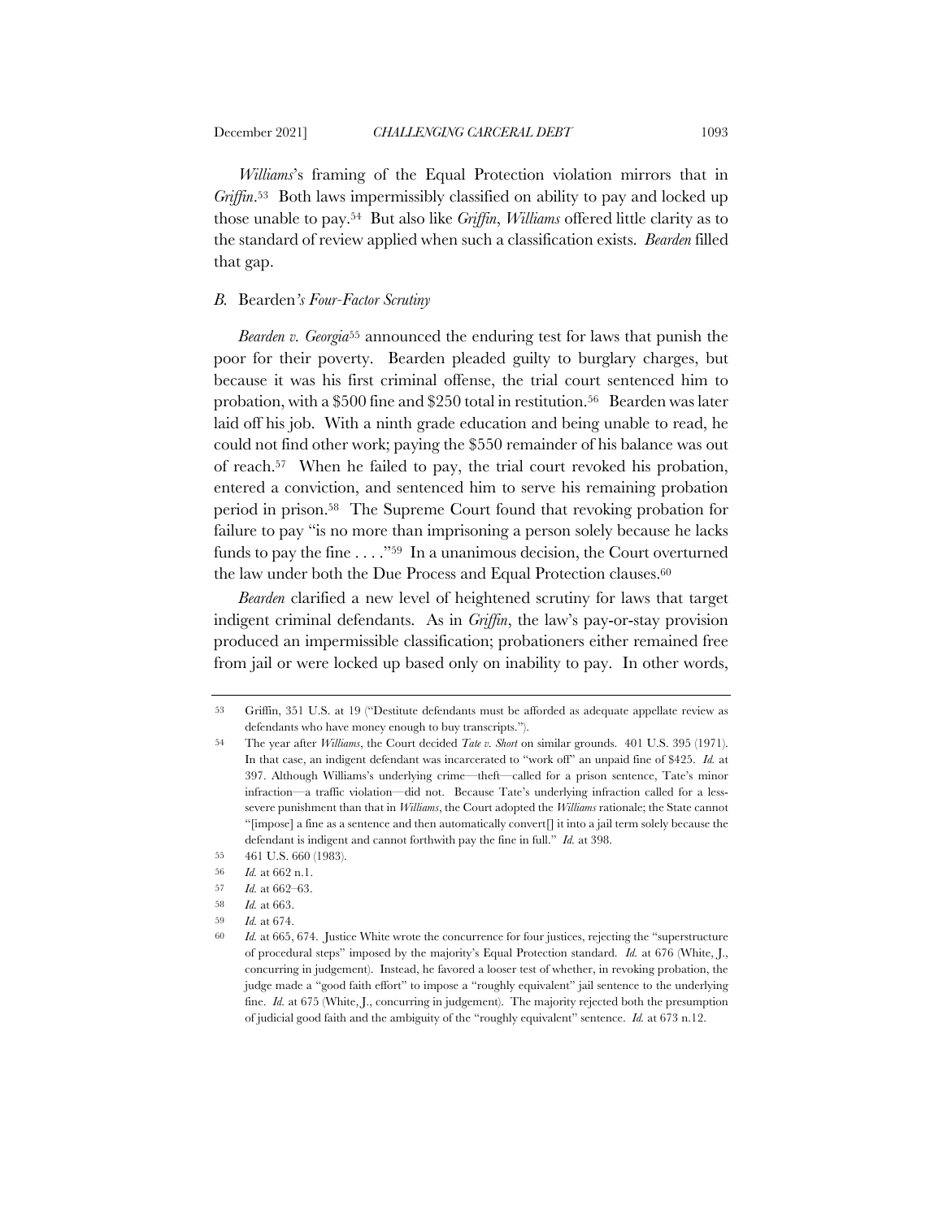*Williams*'s framing of the Equal Protection violation mirrors that in *Griffin*.[53] Both laws impermissibly classified on ability to pay and locked up those unable to pay.[54] But also like *Griffin*, *Williams* offered little clarity as to the standard of review applied when such a classification exists. *Bearden* filled that gap.

### *B.* Bearden*'s Four-Factor Scrutiny*

*Bearden v. Georgia*[55] announced the enduring test for laws that punish the poor for their poverty. Bearden pleaded guilty to burglary charges, but because it was his first criminal offense, the trial court sentenced him to probation, with a $500 fine and $250 total in restitution.[56] Bearden was later laid off his job. With a ninth grade education and being unable to read, he could not find other work; paying the $550 remainder of his balance was out of reach.[57] When he failed to pay, the trial court revoked his probation, entered a conviction, and sentenced him to serve his remaining probation period in prison.[58] The Supreme Court found that revoking probation for failure to pay "is no more than imprisoning a person solely because he lacks funds to pay the fine . . . ."[59] In a unanimous decision, the Court overturned the law under both the Due Process and Equal Protection clauses.[60]

*Bearden* clarified a new level of heightened scrutiny for laws that target indigent criminal defendants. As in *Griffin*, the law's pay-or-stay provision produced an impermissible classification; probationers either remained free from jail or were locked up based only on inability to pay. In other words,

---

53 Griffin, 351 U.S. at 19 ("Destitute defendants must be afforded as adequate appellate review as defendants who have money enough to buy transcripts.").

54 The year after *Williams*, the Court decided *Tate v. Short* on similar grounds. 401 U.S. 395 (1971). In that case, an indigent defendant was incarcerated to "work off" an unpaid fine of $425. *Id.* at 397. Although Williams's underlying crime—theft—called for a prison sentence, Tate's minor infraction—a traffic violation—did not. Because Tate's underlying infraction called for a less-severe punishment than that in *Williams*, the Court adopted the *Williams* rationale; the State cannot "[impose] a fine as a sentence and then automatically convert[] it into a jail term solely because the defendant is indigent and cannot forthwith pay the fine in full." *Id.* at 398.

55 461 U.S. 660 (1983).

56 *Id.* at 662 n.1.

57 *Id.* at 662–63.

58 *Id.* at 663.

59 *Id.* at 674.

60 *Id.* at 665, 674. Justice White wrote the concurrence for four justices, rejecting the "superstructure of procedural steps" imposed by the majority's Equal Protection standard. *Id.* at 676 (White, J., concurring in judgement). Instead, he favored a looser test of whether, in revoking probation, the judge made a "good faith effort" to impose a "roughly equivalent" jail sentence to the underlying fine. *Id.* at 675 (White, J., concurring in judgement). The majority rejected both the presumption of judicial good faith and the ambiguity of the "roughly equivalent" sentence. *Id.* at 673 n.12.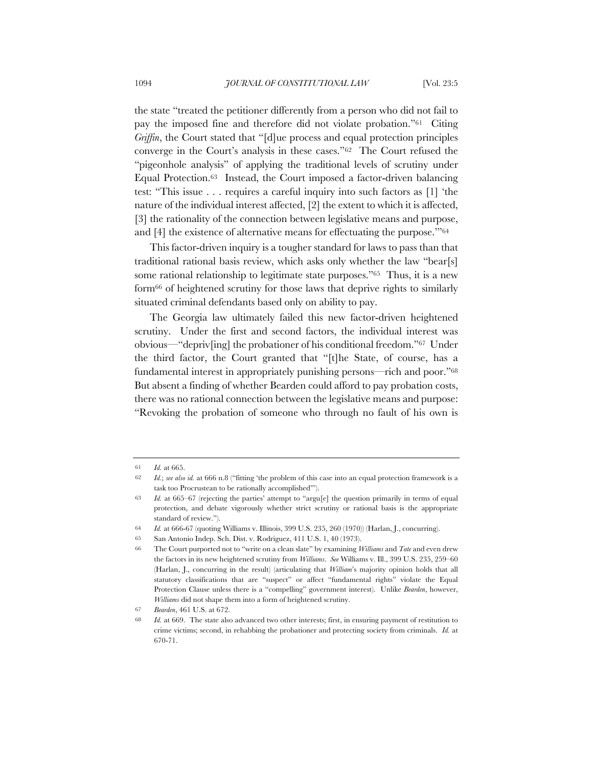the state "treated the petitioner differently from a person who did not fail to pay the imposed fine and therefore did not violate probation."[61] Citing *Griffin*, the Court stated that "[d]ue process and equal protection principles converge in the Court's analysis in these cases."[62] The Court refused the "pigeonhole analysis" of applying the traditional levels of scrutiny under Equal Protection.[63] Instead, the Court imposed a factor-driven balancing test: "This issue . . . requires a careful inquiry into such factors as [1] 'the nature of the individual interest affected, [2] the extent to which it is affected, [3] the rationality of the connection between legislative means and purpose, and [4] the existence of alternative means for effectuating the purpose.'"[64]

This factor-driven inquiry is a tougher standard for laws to pass than that traditional rational basis review, which asks only whether the law "bear[s] some rational relationship to legitimate state purposes."[65] Thus, it is a new form[66] of heightened scrutiny for those laws that deprive rights to similarly situated criminal defendants based only on ability to pay.

The Georgia law ultimately failed this new factor-driven heightened scrutiny. Under the first and second factors, the individual interest was obvious—"depriv[ing] the probationer of his conditional freedom."[67] Under the third factor, the Court granted that "[t]he State, of course, has a fundamental interest in appropriately punishing persons—rich and poor."[68] But absent a finding of whether Bearden could afford to pay probation costs, there was no rational connection between the legislative means and purpose: "Revoking the probation of someone who through no fault of his own is

---

61 *Id.* at 665.

62 *Id.*; *see also id.* at 666 n.8 ("fitting 'the problem of this case into an equal protection framework is a task too Procrustean to be rationally accomplished'").

63 *Id.* at 665–67 (rejecting the parties' attempt to "argu[e] the question primarily in terms of equal protection, and debate vigorously whether strict scrutiny or rational basis is the appropriate standard of review.").

64 *Id.* at 666-67 (quoting Williams v. Illinois, 399 U.S. 235, 260 (1970)) (Harlan, J., concurring).

65 San Antonio Indep. Sch. Dist. v. Rodriguez, 411 U.S. 1, 40 (1973).

66 The Court purported not to "write on a clean slate" by examining *Williams* and *Tate* and even drew the factors in its new heightened scrutiny from *Williams*. *See* Williams v. Ill., 399 U.S. 235, 259–60 (Harlan, J., concurring in the result) (articulating that *William*'s majority opinion holds that all statutory classifications that are "suspect" or affect "fundamental rights" violate the Equal Protection Clause unless there is a "compelling" government interest). Unlike *Bearden*, however, *Williams* did not shape them into a form of heightened scrutiny.

67 *Bearden*, 461 U.S. at 672.

68 *Id.* at 669. The state also advanced two other interests; first, in ensuring payment of restitution to crime victims; second, in rehabbing the probationer and protecting society from criminals. *Id.* at 670-71.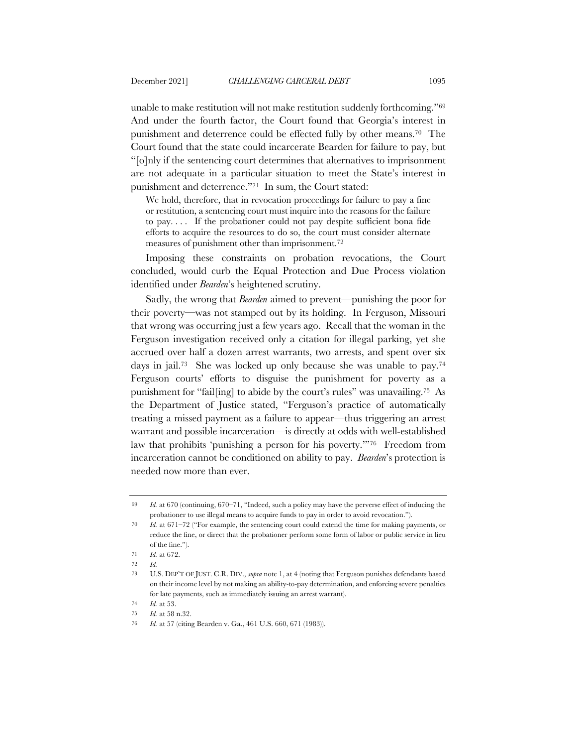unable to make restitution will not make restitution suddenly forthcoming."[69] And under the fourth factor, the Court found that Georgia's interest in punishment and deterrence could be effected fully by other means.[70] The Court found that the state could incarcerate Bearden for failure to pay, but "[o]nly if the sentencing court determines that alternatives to imprisonment are not adequate in a particular situation to meet the State's interest in punishment and deterrence."[71] In sum, the Court stated:

> We hold, therefore, that in revocation proceedings for failure to pay a fine or restitution, a sentencing court must inquire into the reasons for the failure to pay. . . . If the probationer could not pay despite sufficient bona fide efforts to acquire the resources to do so, the court must consider alternate measures of punishment other than imprisonment.[72]

Imposing these constraints on probation revocations, the Court concluded, would curb the Equal Protection and Due Process violation identified under *Bearden*'s heightened scrutiny.

Sadly, the wrong that *Bearden* aimed to prevent—punishing the poor for their poverty—was not stamped out by its holding. In Ferguson, Missouri that wrong was occurring just a few years ago. Recall that the woman in the Ferguson investigation received only a citation for illegal parking, yet she accrued over half a dozen arrest warrants, two arrests, and spent over six days in jail.[73] She was locked up only because she was unable to pay.[74] Ferguson courts' efforts to disguise the punishment for poverty as a punishment for "fail[ing] to abide by the court's rules" was unavailing.[75] As the Department of Justice stated, "Ferguson's practice of automatically treating a missed payment as a failure to appear—thus triggering an arrest warrant and possible incarceration—is directly at odds with well-established law that prohibits 'punishing a person for his poverty.'"[76] Freedom from incarceration cannot be conditioned on ability to pay. *Bearden*'s protection is needed now more than ever.

---

69 *Id.* at 670 (continuing, 670–71, "Indeed, such a policy may have the perverse effect of inducing the probationer to use illegal means to acquire funds to pay in order to avoid revocation.").

70 *Id.* at 671–72 ("For example, the sentencing court could extend the time for making payments, or reduce the fine, or direct that the probationer perform some form of labor or public service in lieu of the fine.").

71 *Id.* at 672.

72 *Id.*

73 U.S. DEP'T OF JUST. C.R. DIV., *supra* note 1, at 4 (noting that Ferguson punishes defendants based on their income level by not making an ability-to-pay determination, and enforcing severe penalties for late payments, such as immediately issuing an arrest warrant).

74 *Id.* at 53.

75 *Id.* at 58 n.32.

76 *Id.* at 57 (citing Bearden v. Ga., 461 U.S. 660, 671 (1983)).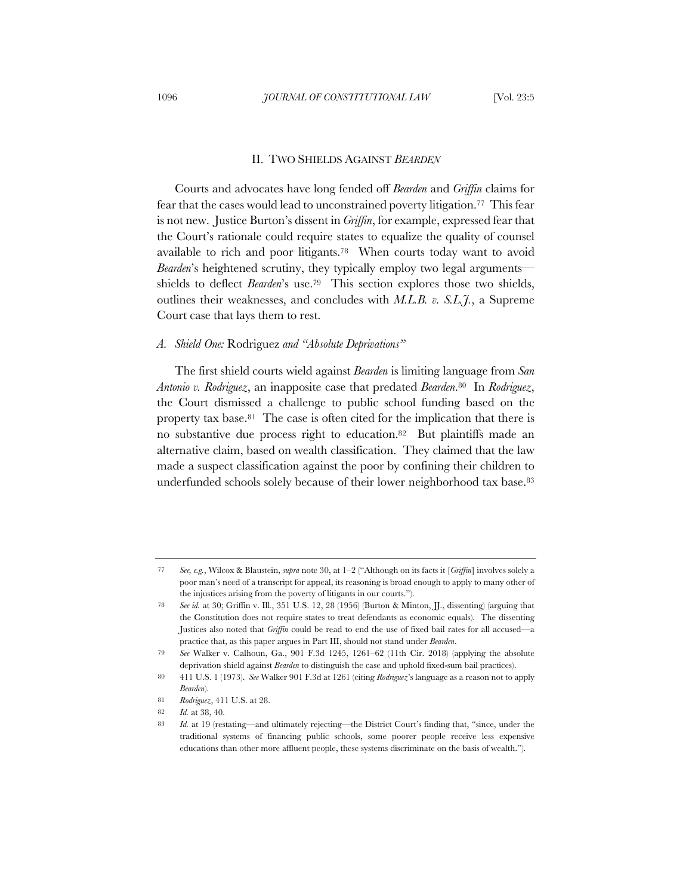## II. TWO SHIELDS AGAINST *BEARDEN*

Courts and advocates have long fended off *Bearden* and *Griffin* claims for fear that the cases would lead to unconstrained poverty litigation.[77] This fear is not new. Justice Burton's dissent in *Griffin*, for example, expressed fear that the Court's rationale could require states to equalize the quality of counsel available to rich and poor litigants.[78] When courts today want to avoid *Bearden*'s heightened scrutiny, they typically employ two legal arguments—shields to deflect *Bearden*'s use.[79] This section explores those two shields, outlines their weaknesses, and concludes with *M.L.B. v. S.L.J.*, a Supreme Court case that lays them to rest.

### *A. Shield One:* Rodriguez *and "Absolute Deprivations"*

The first shield courts wield against *Bearden* is limiting language from *San Antonio v. Rodriguez*, an inapposite case that predated *Bearden*.[80] In *Rodriguez*, the Court dismissed a challenge to public school funding based on the property tax base.[81] The case is often cited for the implication that there is no substantive due process right to education.[82] But plaintiffs made an alternative claim, based on wealth classification. They claimed that the law made a suspect classification against the poor by confining their children to underfunded schools solely because of their lower neighborhood tax base.[83]

---

77 *See, e.g.*, Wilcox & Blaustein, *supra* note 30, at 1–2 ("Although on its facts it [*Griffin*] involves solely a poor man's need of a transcript for appeal, its reasoning is broad enough to apply to many other of the injustices arising from the poverty of litigants in our courts.").

78 *See id.* at 30; Griffin v. Ill., 351 U.S. 12, 28 (1956) (Burton & Minton, JJ., dissenting) (arguing that the Constitution does not require states to treat defendants as economic equals). The dissenting Justices also noted that *Griffin* could be read to end the use of fixed bail rates for all accused—a practice that, as this paper argues in Part III, should not stand under *Bearden*.

79 *See* Walker v. Calhoun, Ga., 901 F.3d 1245, 1261–62 (11th Cir. 2018) (applying the absolute deprivation shield against *Bearden* to distinguish the case and uphold fixed-sum bail practices).

80 411 U.S. 1 (1973). *See* Walker 901 F.3d at 1261 (citing *Rodriguez*'s language as a reason not to apply *Bearden*).

81 *Rodriguez*, 411 U.S. at 28.

82 *Id.* at 38, 40.

83 *Id.* at 19 (restating—and ultimately rejecting—the District Court's finding that, "since, under the traditional systems of financing public schools, some poorer people receive less expensive educations than other more affluent people, these systems discriminate on the basis of wealth.").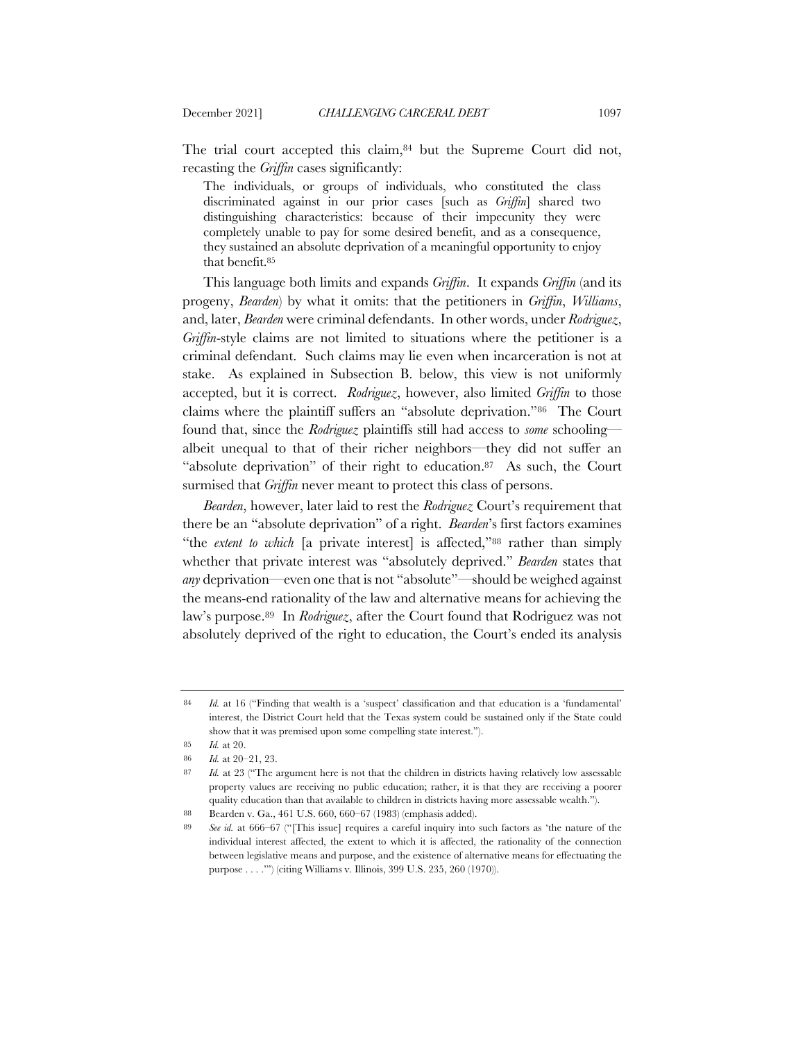The trial court accepted this claim,[84] but the Supreme Court did not, recasting the *Griffin* cases significantly:

> The individuals, or groups of individuals, who constituted the class discriminated against in our prior cases [such as *Griffin*] shared two distinguishing characteristics: because of their impecunity they were completely unable to pay for some desired benefit, and as a consequence, they sustained an absolute deprivation of a meaningful opportunity to enjoy that benefit.[85]

This language both limits and expands *Griffin*. It expands *Griffin* (and its progeny, *Bearden*) by what it omits: that the petitioners in *Griffin*, *Williams*, and, later, *Bearden* were criminal defendants. In other words, under *Rodriguez*, *Griffin*-style claims are not limited to situations where the petitioner is a criminal defendant. Such claims may lie even when incarceration is not at stake. As explained in Subsection B. below, this view is not uniformly accepted, but it is correct. *Rodriguez*, however, also limited *Griffin* to those claims where the plaintiff suffers an "absolute deprivation."[86] The Court found that, since the *Rodriguez* plaintiffs still had access to *some* schooling—albeit unequal to that of their richer neighbors—they did not suffer an "absolute deprivation" of their right to education.[87] As such, the Court surmised that *Griffin* never meant to protect this class of persons.

*Bearden*, however, later laid to rest the *Rodriguez* Court's requirement that there be an "absolute deprivation" of a right. *Bearden*'s first factors examines "the *extent to which* [a private interest] is affected,"[88] rather than simply whether that private interest was "absolutely deprived." *Bearden* states that *any* deprivation—even one that is not "absolute"—should be weighed against the means-end rationality of the law and alternative means for achieving the law's purpose.[89] In *Rodriguez*, after the Court found that Rodriguez was not absolutely deprived of the right to education, the Court's ended its analysis

---

84 *Id.* at 16 ("Finding that wealth is a 'suspect' classification and that education is a 'fundamental' interest, the District Court held that the Texas system could be sustained only if the State could show that it was premised upon some compelling state interest.").

85 *Id.* at 20.

86 *Id.* at 20–21, 23.

87 *Id.* at 23 ("The argument here is not that the children in districts having relatively low assessable property values are receiving no public education; rather, it is that they are receiving a poorer quality education than that available to children in districts having more assessable wealth.").

88 Bearden v. Ga., 461 U.S. 660, 660–67 (1983) (emphasis added).

89 *See id.* at 666–67 ("[This issue] requires a careful inquiry into such factors as 'the nature of the individual interest affected, the extent to which it is affected, the rationality of the connection between legislative means and purpose, and the existence of alternative means for effectuating the purpose . . . .'") (citing Williams v. Illinois, 399 U.S. 235, 260 (1970)).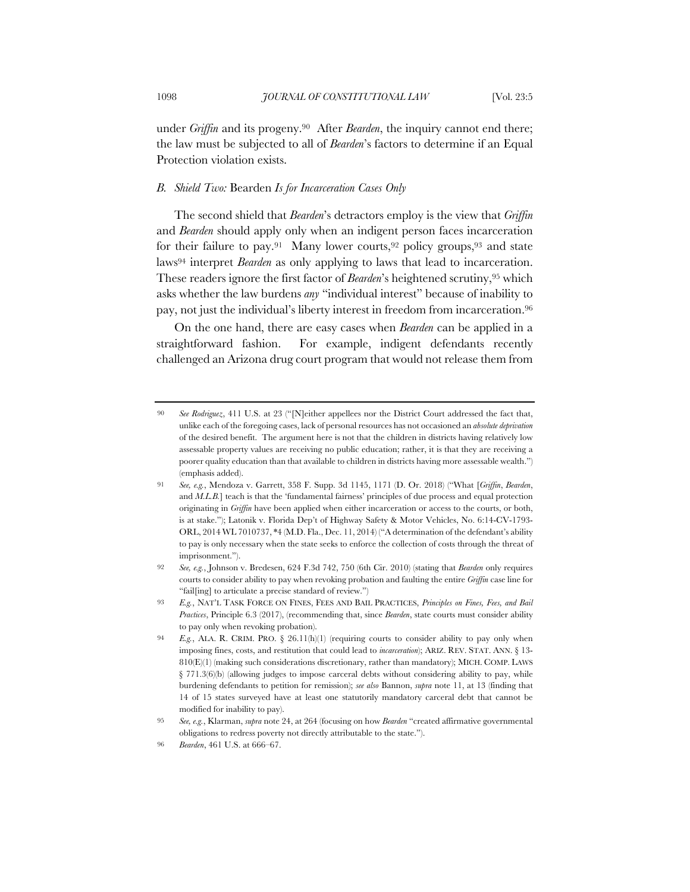under *Griffin* and its progeny.[90] After *Bearden*, the inquiry cannot end there; the law must be subjected to all of *Bearden*'s factors to determine if an Equal Protection violation exists.

### *B. Shield Two:* Bearden *Is for Incarceration Cases Only*

The second shield that *Bearden*'s detractors employ is the view that *Griffin* and *Bearden* should apply only when an indigent person faces incarceration for their failure to pay.[91] Many lower courts,[92] policy groups,[93] and state laws[94] interpret *Bearden* as only applying to laws that lead to incarceration. These readers ignore the first factor of *Bearden*'s heightened scrutiny,[95] which asks whether the law burdens *any* "individual interest" because of inability to pay, not just the individual's liberty interest in freedom from incarceration.[96]

On the one hand, there are easy cases when *Bearden* can be applied in a straightforward fashion. For example, indigent defendants recently challenged an Arizona drug court program that would not release them from

---

90 *See Rodriguez*, 411 U.S. at 23 ("[N]either appellees nor the District Court addressed the fact that, unlike each of the foregoing cases, lack of personal resources has not occasioned an *absolute deprivation* of the desired benefit. The argument here is not that the children in districts having relatively low assessable property values are receiving no public education; rather, it is that they are receiving a poorer quality education than that available to children in districts having more assessable wealth.") (emphasis added).

91 *See, e.g.*, Mendoza v. Garrett, 358 F. Supp. 3d 1145, 1171 (D. Or. 2018) ("What [*Griffin*, *Bearden*, and *M.L.B.*] teach is that the 'fundamental fairness' principles of due process and equal protection originating in *Griffin* have been applied when either incarceration or access to the courts, or both, is at stake."); Latonik v. Florida Dep't of Highway Safety & Motor Vehicles, No. 6:14-CV-1793-ORL, 2014 WL 7010737, *4 (M.D. Fla., Dec. 11, 2014) ("A determination of the defendant's ability to pay is only necessary when the state seeks to enforce the collection of costs through the threat of imprisonment.").

92 *See, e.g.*, Johnson v. Bredesen, 624 F.3d 742, 750 (6th Cir. 2010) (stating that *Bearden* only requires courts to consider ability to pay when revoking probation and faulting the entire *Griffin* case line for "fail[ing] to articulate a precise standard of review.")

93 *E.g.*, NAT'L TASK FORCE ON FINES, FEES AND BAIL PRACTICES, *Principles on Fines, Fees, and Bail Practices*, Principle 6.3 (2017), (recommending that, since *Bearden*, state courts must consider ability to pay only when revoking probation).

94 *E.g.*, ALA. R. CRIM. PRO. § 26.11(h)(1) (requiring courts to consider ability to pay only when imposing fines, costs, and restitution that could lead to *incarceration*); ARIZ. REV. STAT. ANN. § 13-810(E)(1) (making such considerations discretionary, rather than mandatory); MICH. COMP. LAWS § 771.3(6)(b) (allowing judges to impose carceral debts without considering ability to pay, while burdening defendants to petition for remission); *see also* Bannon, *supra* note 11, at 13 (finding that 14 of 15 states surveyed have at least one statutorily mandatory carceral debt that cannot be modified for inability to pay).

95 *See, e.g.*, Klarman, *supra* note 24, at 264 (focusing on how *Bearden* "created affirmative governmental obligations to redress poverty not directly attributable to the state.").

96 *Bearden*, 461 U.S. at 666–67.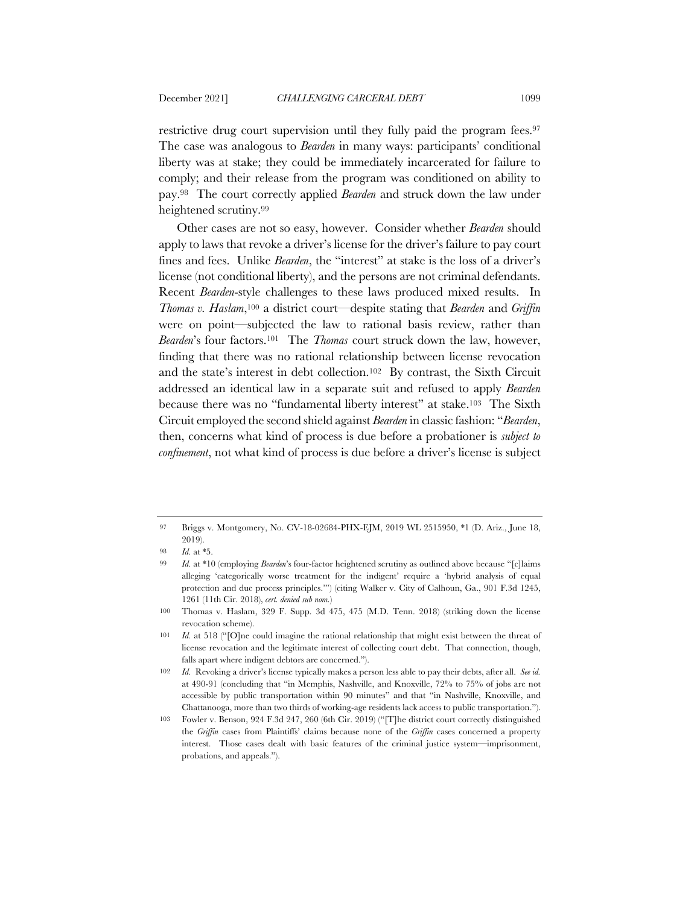restrictive drug court supervision until they fully paid the program fees.[97] The case was analogous to *Bearden* in many ways: participants' conditional liberty was at stake; they could be immediately incarcerated for failure to comply; and their release from the program was conditioned on ability to pay.[98] The court correctly applied *Bearden* and struck down the law under heightened scrutiny.[99]

Other cases are not so easy, however. Consider whether *Bearden* should apply to laws that revoke a driver's license for the driver's failure to pay court fines and fees. Unlike *Bearden*, the "interest" at stake is the loss of a driver's license (not conditional liberty), and the persons are not criminal defendants. Recent *Bearden*-style challenges to these laws produced mixed results. In *Thomas v. Haslam*,[100] a district court—despite stating that *Bearden* and *Griffin* were on point—subjected the law to rational basis review, rather than *Bearden*'s four factors.[101] The *Thomas* court struck down the law, however, finding that there was no rational relationship between license revocation and the state's interest in debt collection.[102] By contrast, the Sixth Circuit addressed an identical law in a separate suit and refused to apply *Bearden* because there was no "fundamental liberty interest" at stake.[103] The Sixth Circuit employed the second shield against *Bearden* in classic fashion: "*Bearden*, then, concerns what kind of process is due before a probationer is *subject to confinement*, not what kind of process is due before a driver's license is subject

---

97 Briggs v. Montgomery, No. CV-18-02684-PHX-EJM, 2019 WL 2515950, *1 (D. Ariz., June 18, 2019).

98 *Id.* at *5.

99 *Id.* at *10 (employing *Bearden*'s four-factor heightened scrutiny as outlined above because "[c]laims alleging 'categorically worse treatment for the indigent' require a 'hybrid analysis of equal protection and due process principles.'") (citing Walker v. City of Calhoun, Ga., 901 F.3d 1245, 1261 (11th Cir. 2018), *cert. denied sub nom.*)

100 Thomas v. Haslam, 329 F. Supp. 3d 475, 475 (M.D. Tenn. 2018) (striking down the license revocation scheme).

101 *Id.* at 518 ("[O]ne could imagine the rational relationship that might exist between the threat of license revocation and the legitimate interest of collecting court debt. That connection, though, falls apart where indigent debtors are concerned.").

102 *Id.* Revoking a driver's license typically makes a person less able to pay their debts, after all. *See id.* at 490-91 (concluding that "in Memphis, Nashville, and Knoxville, 72% to 75% of jobs are not accessible by public transportation within 90 minutes" and that "in Nashville, Knoxville, and Chattanooga, more than two thirds of working-age residents lack access to public transportation.").

103 Fowler v. Benson, 924 F.3d 247, 260 (6th Cir. 2019) ("[T]he district court correctly distinguished the *Griffin* cases from Plaintiffs' claims because none of the *Griffin* cases concerned a property interest. Those cases dealt with basic features of the criminal justice system—imprisonment, probations, and appeals.").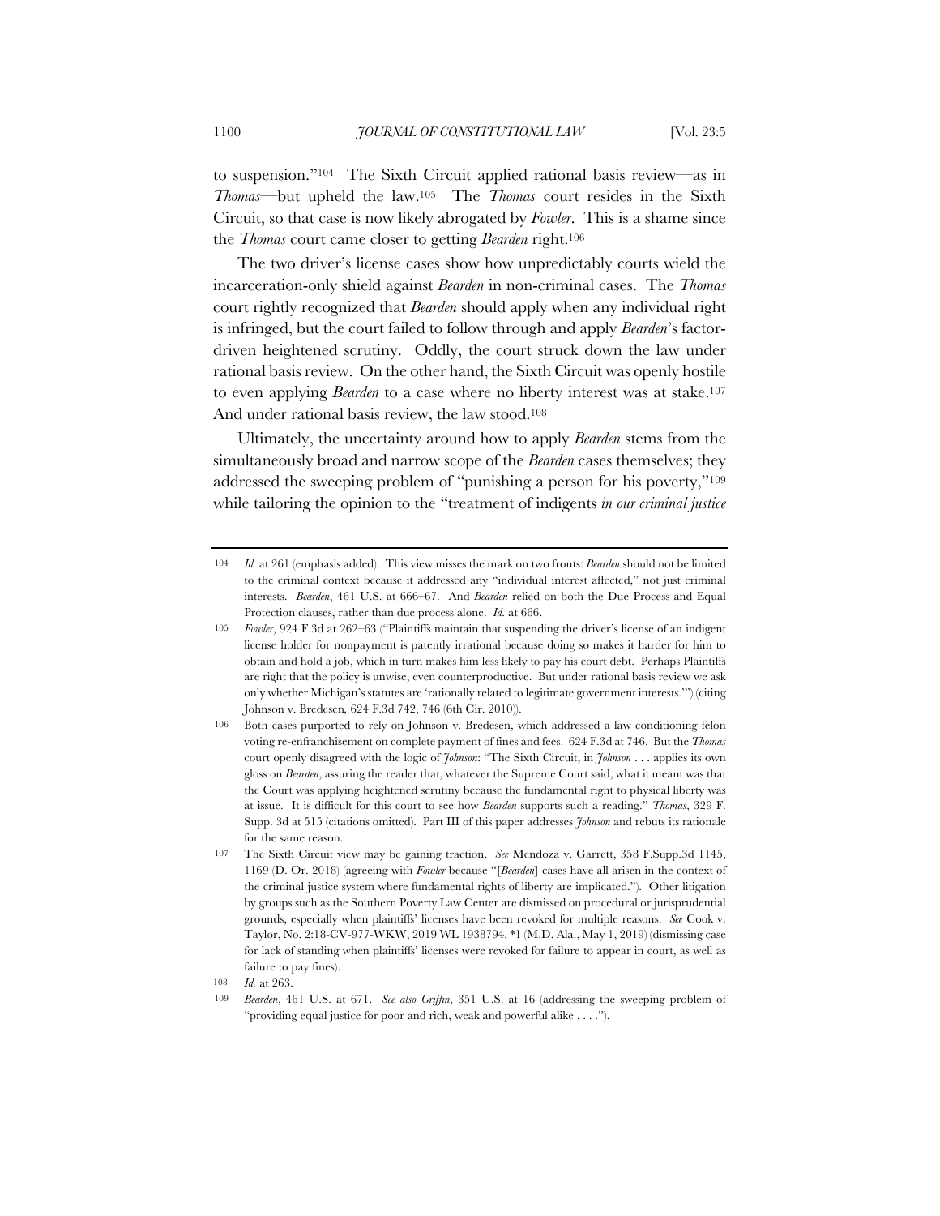to suspension."[104] The Sixth Circuit applied rational basis review—as in *Thomas*—but upheld the law.[105] The *Thomas* court resides in the Sixth Circuit, so that case is now likely abrogated by *Fowler*. This is a shame since the *Thomas* court came closer to getting *Bearden* right.[106]

The two driver's license cases show how unpredictably courts wield the incarceration-only shield against *Bearden* in non-criminal cases. The *Thomas* court rightly recognized that *Bearden* should apply when any individual right is infringed, but the court failed to follow through and apply *Bearden*'s factor-driven heightened scrutiny. Oddly, the court struck down the law under rational basis review. On the other hand, the Sixth Circuit was openly hostile to even applying *Bearden* to a case where no liberty interest was at stake.[107] And under rational basis review, the law stood.[108]

Ultimately, the uncertainty around how to apply *Bearden* stems from the simultaneously broad and narrow scope of the *Bearden* cases themselves; they addressed the sweeping problem of "punishing a person for his poverty,"[109] while tailoring the opinion to the "treatment of indigents *in our criminal justice*

---

104 *Id.* at 261 (emphasis added). This view misses the mark on two fronts: *Bearden* should not be limited to the criminal context because it addressed any "individual interest affected," not just criminal interests. *Bearden*, 461 U.S. at 666–67. And *Bearden* relied on both the Due Process and Equal Protection clauses, rather than due process alone. *Id.* at 666.

105 *Fowler*, 924 F.3d at 262–63 ("Plaintiffs maintain that suspending the driver's license of an indigent license holder for nonpayment is patently irrational because doing so makes it harder for him to obtain and hold a job, which in turn makes him less likely to pay his court debt. Perhaps Plaintiffs are right that the policy is unwise, even counterproductive. But under rational basis review we ask only whether Michigan's statutes are 'rationally related to legitimate government interests.'") (citing Johnson v. Bredesen, 624 F.3d 742, 746 (6th Cir. 2010)).

106 Both cases purported to rely on Johnson v. Bredesen, which addressed a law conditioning felon voting re-enfranchisement on complete payment of fines and fees. 624 F.3d at 746. But the *Thomas* court openly disagreed with the logic of *Johnson*: "The Sixth Circuit, in *Johnson* . . . applies its own gloss on *Bearden*, assuring the reader that, whatever the Supreme Court said, what it meant was that the Court was applying heightened scrutiny because the fundamental right to physical liberty was at issue. It is difficult for this court to see how *Bearden* supports such a reading." *Thomas*, 329 F. Supp. 3d at 515 (citations omitted). Part III of this paper addresses *Johnson* and rebuts its rationale for the same reason.

107 The Sixth Circuit view may be gaining traction. *See* Mendoza v. Garrett, 358 F.Supp.3d 1145, 1169 (D. Or. 2018) (agreeing with *Fowler* because "[*Bearden*] cases have all arisen in the context of the criminal justice system where fundamental rights of liberty are implicated."). Other litigation by groups such as the Southern Poverty Law Center are dismissed on procedural or jurisprudential grounds, especially when plaintiffs' licenses have been revoked for multiple reasons. *See* Cook v. Taylor, No. 2:18-CV-977-WKW, 2019 WL 1938794, *1 (M.D. Ala., May 1, 2019) (dismissing case for lack of standing when plaintiffs' licenses were revoked for failure to appear in court, as well as failure to pay fines).

108 *Id.* at 263.

109 *Bearden*, 461 U.S. at 671. *See also Griffin*, 351 U.S. at 16 (addressing the sweeping problem of "providing equal justice for poor and rich, weak and powerful alike . . . .").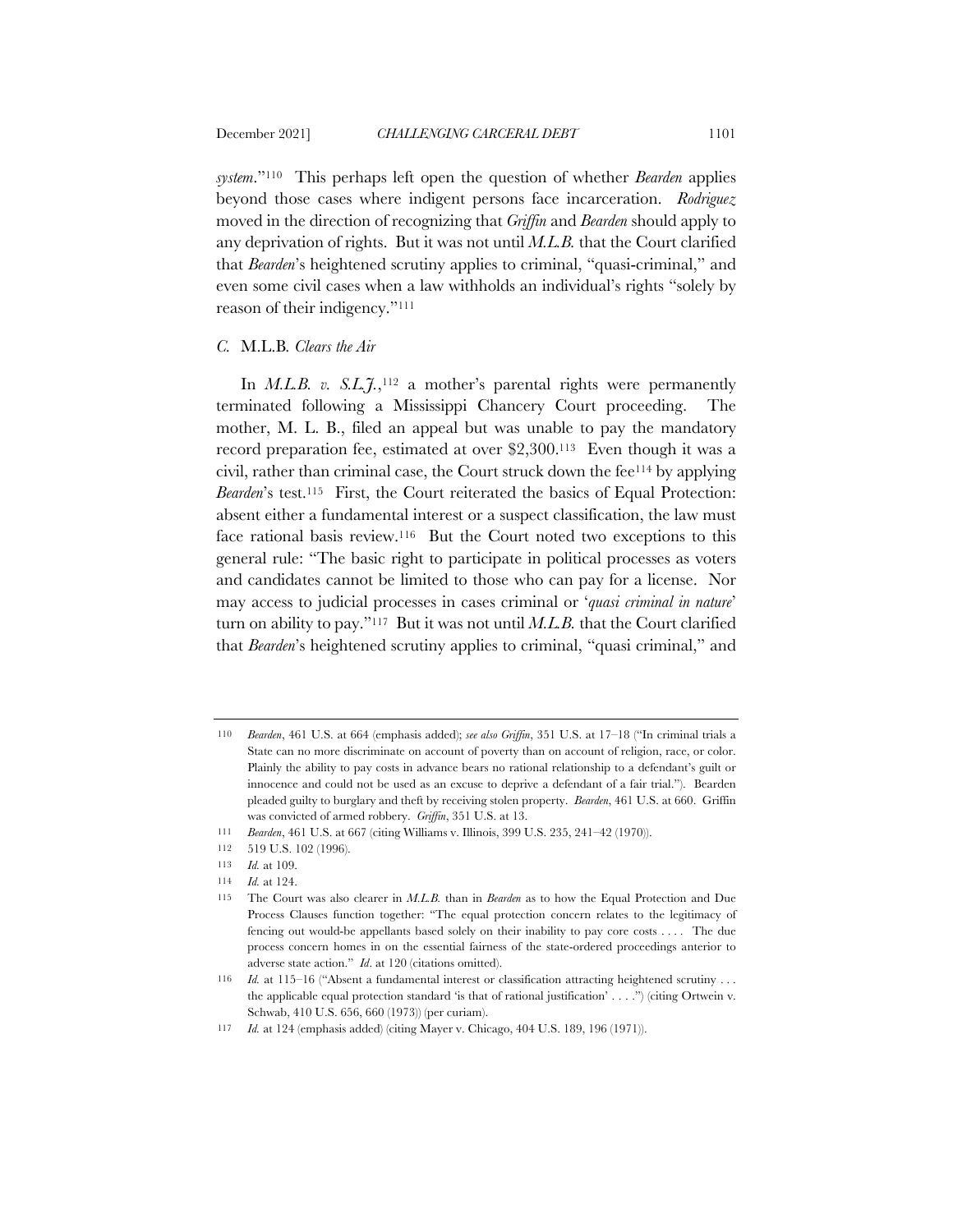*system*."[110] This perhaps left open the question of whether *Bearden* applies beyond those cases where indigent persons face incarceration. *Rodriguez* moved in the direction of recognizing that *Griffin* and *Bearden* should apply to any deprivation of rights. But it was not until *M.L.B.* that the Court clarified that *Bearden*'s heightened scrutiny applies to criminal, "quasi-criminal," and even some civil cases when a law withholds an individual's rights "solely by reason of their indigency."[111]

### *C.* M.L.B. *Clears the Air*

In *M.L.B. v. S.L.J.*,[112] a mother's parental rights were permanently terminated following a Mississippi Chancery Court proceeding. The mother, M. L. B., filed an appeal but was unable to pay the mandatory record preparation fee, estimated at over $2,300.[113] Even though it was a civil, rather than criminal case, the Court struck down the fee[114] by applying *Bearden*'s test.[115] First, the Court reiterated the basics of Equal Protection: absent either a fundamental interest or a suspect classification, the law must face rational basis review.[116] But the Court noted two exceptions to this general rule: "The basic right to participate in political processes as voters and candidates cannot be limited to those who can pay for a license. Nor may access to judicial processes in cases criminal or '*quasi criminal in nature*' turn on ability to pay."[117] But it was not until *M.L.B.* that the Court clarified that *Bearden*'s heightened scrutiny applies to criminal, "quasi criminal," and

---

110 *Bearden*, 461 U.S. at 664 (emphasis added); *see also Griffin*, 351 U.S. at 17–18 ("In criminal trials a State can no more discriminate on account of poverty than on account of religion, race, or color. Plainly the ability to pay costs in advance bears no rational relationship to a defendant's guilt or innocence and could not be used as an excuse to deprive a defendant of a fair trial."). Bearden pleaded guilty to burglary and theft by receiving stolen property. *Bearden*, 461 U.S. at 660. Griffin was convicted of armed robbery. *Griffin*, 351 U.S. at 13.

111 *Bearden*, 461 U.S. at 667 (citing Williams v. Illinois, 399 U.S. 235, 241–42 (1970)).

112 519 U.S. 102 (1996).

113 *Id.* at 109.

114 *Id.* at 124.

115 The Court was also clearer in *M.L.B.* than in *Bearden* as to how the Equal Protection and Due Process Clauses function together: "The equal protection concern relates to the legitimacy of fencing out would-be appellants based solely on their inability to pay core costs . . . . The due process concern homes in on the essential fairness of the state-ordered proceedings anterior to adverse state action." *Id*. at 120 (citations omitted).

116 *Id.* at 115–16 ("Absent a fundamental interest or classification attracting heightened scrutiny . . . the applicable equal protection standard 'is that of rational justification' . . . .") (citing Ortwein v. Schwab, 410 U.S. 656, 660 (1973)) (per curiam).

117 *Id.* at 124 (emphasis added) (citing Mayer v. Chicago, 404 U.S. 189, 196 (1971)).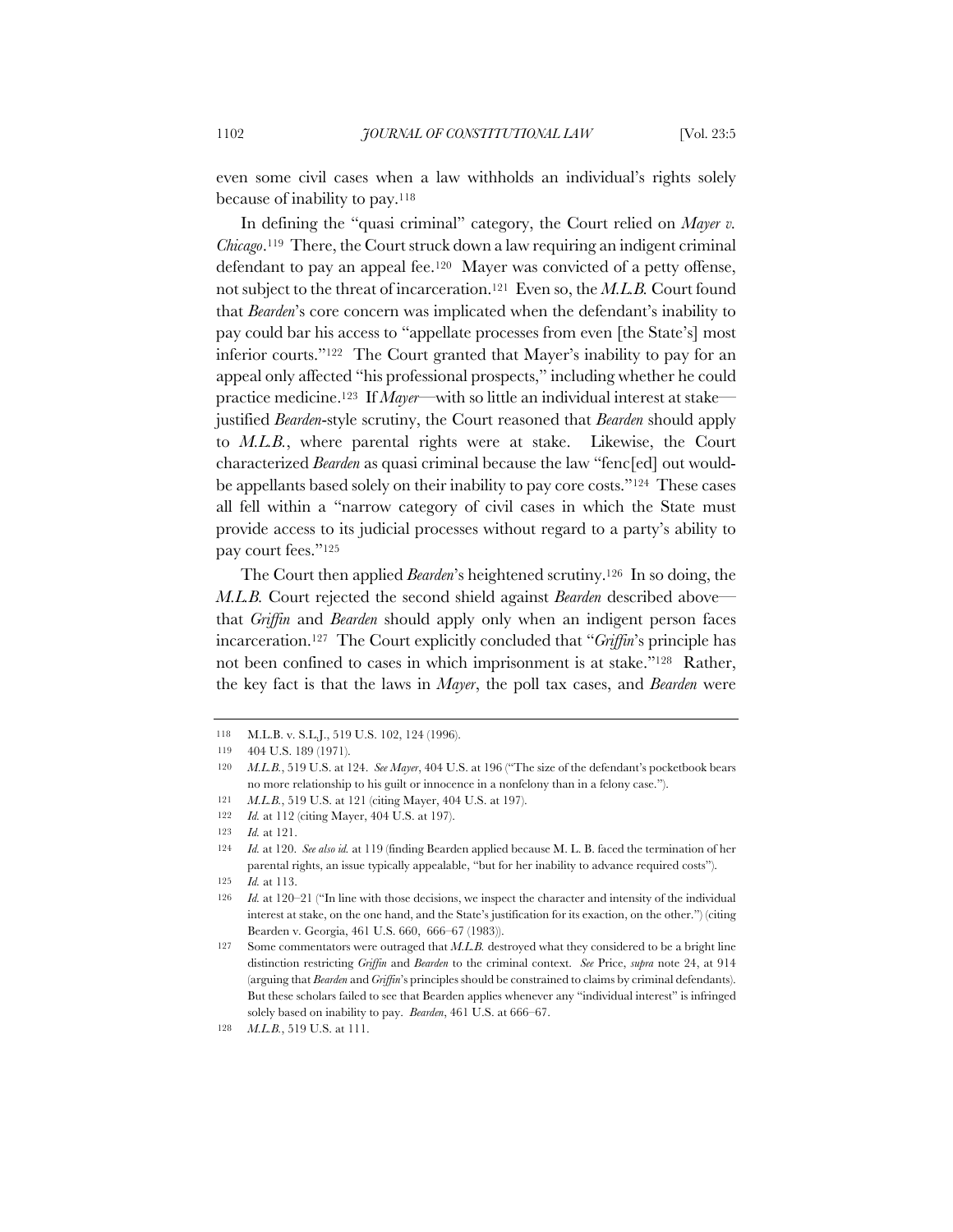even some civil cases when a law withholds an individual's rights solely because of inability to pay.[118]

In defining the "quasi criminal" category, the Court relied on *Mayer v. Chicago*.[119] There, the Court struck down a law requiring an indigent criminal defendant to pay an appeal fee.[120] Mayer was convicted of a petty offense, not subject to the threat of incarceration.[121] Even so, the *M.L.B.* Court found that *Bearden*'s core concern was implicated when the defendant's inability to pay could bar his access to "appellate processes from even [the State's] most inferior courts."[122] The Court granted that Mayer's inability to pay for an appeal only affected "his professional prospects," including whether he could practice medicine.[123] If *Mayer*—with so little an individual interest at stake—justified *Bearden*-style scrutiny, the Court reasoned that *Bearden* should apply to *M.L.B.*, where parental rights were at stake. Likewise, the Court characterized *Bearden* as quasi criminal because the law "fenc[ed] out would-be appellants based solely on their inability to pay core costs."[124] These cases all fell within a "narrow category of civil cases in which the State must provide access to its judicial processes without regard to a party's ability to pay court fees."[125]

The Court then applied *Bearden*'s heightened scrutiny.[126] In so doing, the *M.L.B.* Court rejected the second shield against *Bearden* described above—that *Griffin* and *Bearden* should apply only when an indigent person faces incarceration.[127] The Court explicitly concluded that "*Griffin*'s principle has not been confined to cases in which imprisonment is at stake."[128] Rather, the key fact is that the laws in *Mayer*, the poll tax cases, and *Bearden* were

---

118 M.L.B. v. S.L.J., 519 U.S. 102, 124 (1996).

119 404 U.S. 189 (1971).

120 *M.L.B.*, 519 U.S. at 124. *See Mayer*, 404 U.S. at 196 ("The size of the defendant's pocketbook bears no more relationship to his guilt or innocence in a nonfelony than in a felony case.").

121 *M.L.B.*, 519 U.S. at 121 (citing Mayer, 404 U.S. at 197).

122 *Id.* at 112 (citing Mayer, 404 U.S. at 197).

123 *Id.* at 121.

124 *Id.* at 120. *See also id.* at 119 (finding Bearden applied because M. L. B. faced the termination of her parental rights, an issue typically appealable, "but for her inability to advance required costs").

125 *Id.* at 113.

126 *Id.* at 120–21 ("In line with those decisions, we inspect the character and intensity of the individual interest at stake, on the one hand, and the State's justification for its exaction, on the other.") (citing Bearden v. Georgia, 461 U.S. 660, 666–67 (1983)).

127 Some commentators were outraged that *M.L.B.* destroyed what they considered to be a bright line distinction restricting *Griffin* and *Bearden* to the criminal context. *See* Price, *supra* note 24, at 914 (arguing that *Bearden* and *Griffin*'s principles should be constrained to claims by criminal defendants). But these scholars failed to see that Bearden applies whenever any "individual interest" is infringed solely based on inability to pay. *Bearden*, 461 U.S. at 666–67.

128 *M.L.B.*, 519 U.S. at 111.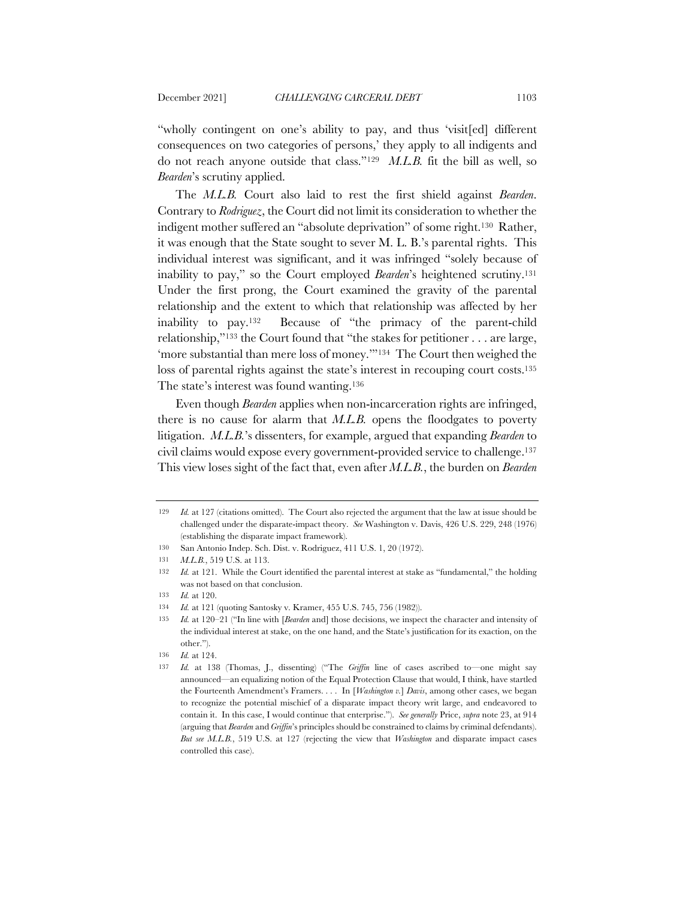"wholly contingent on one's ability to pay, and thus 'visit[ed] different consequences on two categories of persons,' they apply to all indigents and do not reach anyone outside that class."[129] *M.L.B.* fit the bill as well, so *Bearden*'s scrutiny applied.

The *M.L.B.* Court also laid to rest the first shield against *Bearden*. Contrary to *Rodriguez*, the Court did not limit its consideration to whether the indigent mother suffered an "absolute deprivation" of some right.[130] Rather, it was enough that the State sought to sever M. L. B.'s parental rights. This individual interest was significant, and it was infringed "solely because of inability to pay," so the Court employed *Bearden*'s heightened scrutiny.[131] Under the first prong, the Court examined the gravity of the parental relationship and the extent to which that relationship was affected by her inability to pay.[132] Because of "the primacy of the parent-child relationship,"[133] the Court found that "the stakes for petitioner . . . are large, 'more substantial than mere loss of money.'"[134] The Court then weighed the loss of parental rights against the state's interest in recouping court costs.[135] The state's interest was found wanting.[136]

Even though *Bearden* applies when non-incarceration rights are infringed, there is no cause for alarm that *M.L.B.* opens the floodgates to poverty litigation. *M.L.B.*'s dissenters, for example, argued that expanding *Bearden* to civil claims would expose every government-provided service to challenge.[137] This view loses sight of the fact that, even after *M.L.B.*, the burden on *Bearden*

---

129 *Id.* at 127 (citations omitted). The Court also rejected the argument that the law at issue should be challenged under the disparate-impact theory. *See* Washington v. Davis, 426 U.S. 229, 248 (1976) (establishing the disparate impact framework).

130 San Antonio Indep. Sch. Dist. v. Rodriguez, 411 U.S. 1, 20 (1972).

131 *M.L.B.*, 519 U.S. at 113.

132 *Id.* at 121. While the Court identified the parental interest at stake as "fundamental," the holding was not based on that conclusion.

133 *Id.* at 120.

134 *Id.* at 121 (quoting Santosky v. Kramer, 455 U.S. 745, 756 (1982)).

135 *Id.* at 120–21 ("In line with [*Bearden* and] those decisions, we inspect the character and intensity of the individual interest at stake, on the one hand, and the State's justification for its exaction, on the other.").

136 *Id.* at 124.

137 *Id.* at 138 (Thomas, J., dissenting) ("The *Griffin* line of cases ascribed to—one might say announced—an equalizing notion of the Equal Protection Clause that would, I think, have startled the Fourteenth Amendment's Framers. . . . In [*Washington v.*] *Davis*, among other cases, we began to recognize the potential mischief of a disparate impact theory writ large, and endeavored to contain it. In this case, I would continue that enterprise."). *See generally* Price, *supra* note 23, at 914 (arguing that *Bearden* and *Griffin*'s principles should be constrained to claims by criminal defendants). *But see M.L.B.*, 519 U.S. at 127 (rejecting the view that *Washington* and disparate impact cases controlled this case).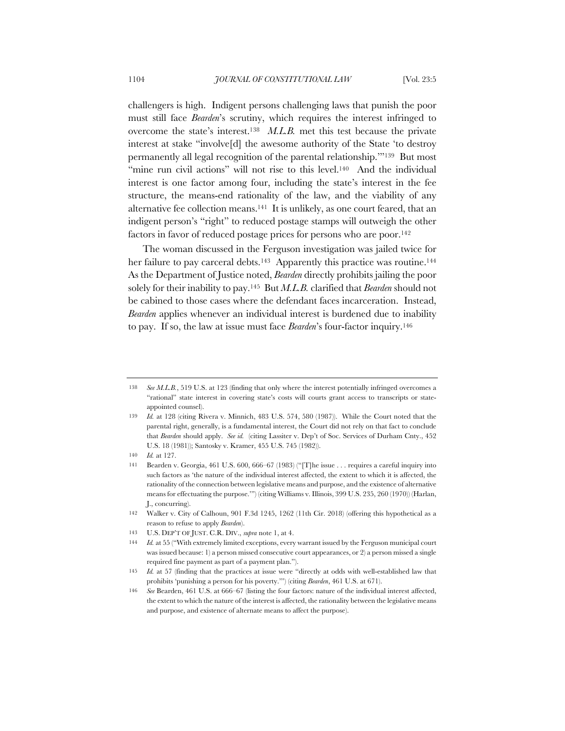challengers is high. Indigent persons challenging laws that punish the poor must still face *Bearden*'s scrutiny, which requires the interest infringed to overcome the state's interest.[138] *M.L.B.* met this test because the private interest at stake "involve[d] the awesome authority of the State 'to destroy permanently all legal recognition of the parental relationship.'"[139] But most "mine run civil actions" will not rise to this level.[140] And the individual interest is one factor among four, including the state's interest in the fee structure, the means-end rationality of the law, and the viability of any alternative fee collection means.[141] It is unlikely, as one court feared, that an indigent person's "right" to reduced postage stamps will outweigh the other factors in favor of reduced postage prices for persons who are poor.[142]

The woman discussed in the Ferguson investigation was jailed twice for her failure to pay carceral debts.[143] Apparently this practice was routine.[144] As the Department of Justice noted, *Bearden* directly prohibits jailing the poor solely for their inability to pay.[145] But *M.L.B.* clarified that *Bearden* should not be cabined to those cases where the defendant faces incarceration. Instead, *Bearden* applies whenever an individual interest is burdened due to inability to pay. If so, the law at issue must face *Bearden*'s four-factor inquiry.[146]

---

138 *See M.L.B.*, 519 U.S. at 123 (finding that only where the interest potentially infringed overcomes a "rational" state interest in covering state's costs will courts grant access to transcripts or state-appointed counsel).

139 *Id.* at 128 (citing Rivera v. Minnich, 483 U.S. 574, 580 (1987)). While the Court noted that the parental right, generally, is a fundamental interest, the Court did not rely on that fact to conclude that *Bearden* should apply. *See id.* (citing Lassiter v. Dep't of Soc. Services of Durham Cnty., 452 U.S. 18 (1981)); Santosky v. Kramer, 455 U.S. 745 (1982)).

140 *Id.* at 127.

141 Bearden v. Georgia, 461 U.S. 600, 666–67 (1983) ("[T]he issue . . . requires a careful inquiry into such factors as 'the nature of the individual interest affected, the extent to which it is affected, the rationality of the connection between legislative means and purpose, and the existence of alternative means for effectuating the purpose.'") (citing Williams v. Illinois, 399 U.S. 235, 260 (1970)) (Harlan, J., concurring).

142 Walker v. City of Calhoun, 901 F.3d 1245, 1262 (11th Cir. 2018) (offering this hypothetical as a reason to refuse to apply *Bearden*).

143 U.S. DEP'T OF JUST. C.R. DIV., *supra* note 1, at 4.

144 *Id.* at 55 ("With extremely limited exceptions, every warrant issued by the Ferguson municipal court was issued because: 1) a person missed consecutive court appearances, or 2) a person missed a single required fine payment as part of a payment plan.").

145 *Id.* at 57 (finding that the practices at issue were "directly at odds with well-established law that prohibits 'punishing a person for his poverty.'") (citing *Bearden*, 461 U.S. at 671).

146 *See* Bearden, 461 U.S. at 666–67 (listing the four factors: nature of the individual interest affected, the extent to which the nature of the interest is affected, the rationality between the legislative means and purpose, and existence of alternate means to affect the purpose).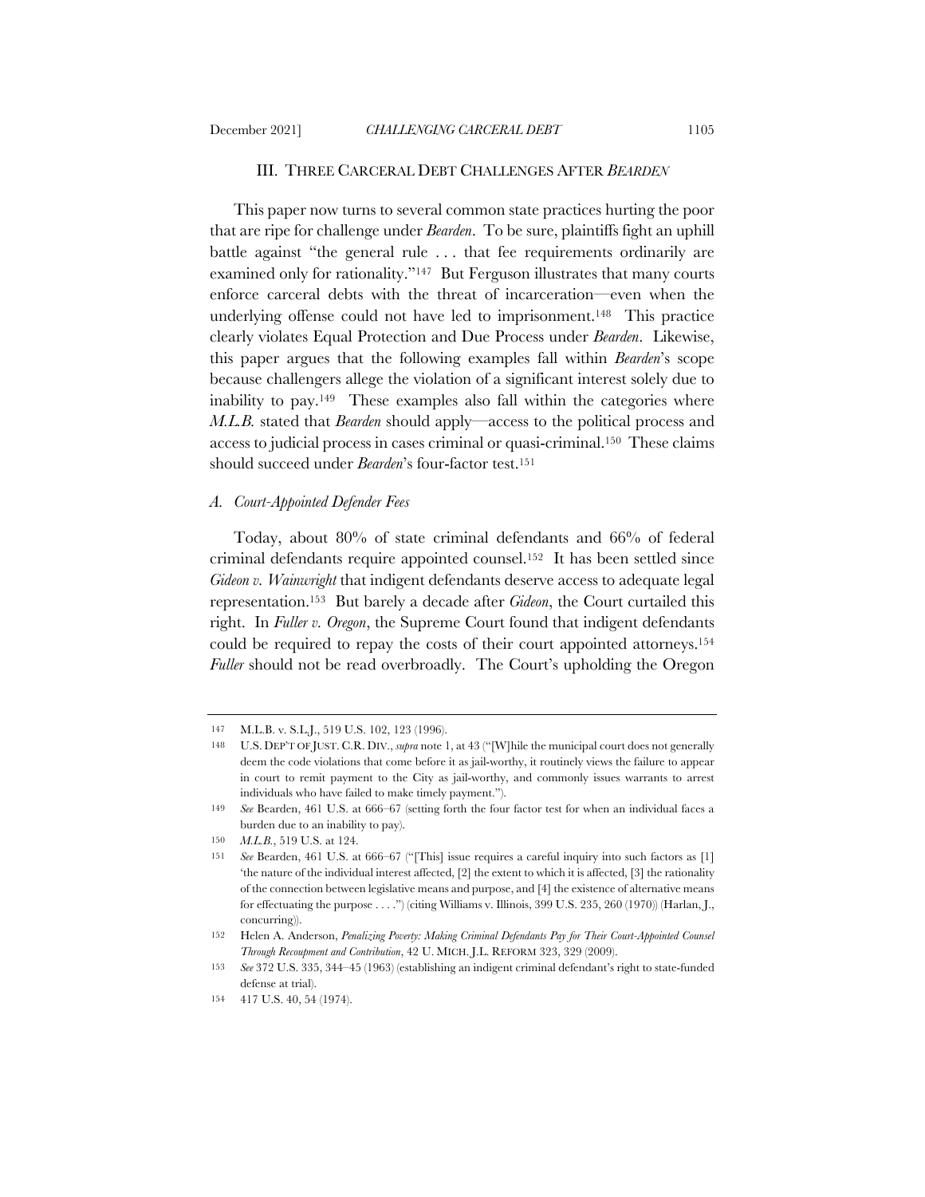## III. THREE CARCERAL DEBT CHALLENGES AFTER *BEARDEN*

This paper now turns to several common state practices hurting the poor that are ripe for challenge under *Bearden*. To be sure, plaintiffs fight an uphill battle against "the general rule . . . that fee requirements ordinarily are examined only for rationality."[147] But Ferguson illustrates that many courts enforce carceral debts with the threat of incarceration—even when the underlying offense could not have led to imprisonment.[148] This practice clearly violates Equal Protection and Due Process under *Bearden*. Likewise, this paper argues that the following examples fall within *Bearden*'s scope because challengers allege the violation of a significant interest solely due to inability to pay.[149] These examples also fall within the categories where *M.L.B.* stated that *Bearden* should apply—access to the political process and access to judicial process in cases criminal or quasi-criminal.[150] These claims should succeed under *Bearden*'s four-factor test.[151]

### *A. Court-Appointed Defender Fees*

Today, about 80% of state criminal defendants and 66% of federal criminal defendants require appointed counsel.[152] It has been settled since *Gideon v. Wainwright* that indigent defendants deserve access to adequate legal representation.[153] But barely a decade after *Gideon*, the Court curtailed this right. In *Fuller v. Oregon*, the Supreme Court found that indigent defendants could be required to repay the costs of their court appointed attorneys.[154] *Fuller* should not be read overbroadly. The Court's upholding the Oregon

---

147 M.L.B. v. S.L.J., 519 U.S. 102, 123 (1996).

148 U.S. DEP'T OF JUST. C.R. DIV., *supra* note 1, at 43 ("[W]hile the municipal court does not generally deem the code violations that come before it as jail-worthy, it routinely views the failure to appear in court to remit payment to the City as jail-worthy, and commonly issues warrants to arrest individuals who have failed to make timely payment.").

149 *See* Bearden, 461 U.S. at 666–67 (setting forth the four factor test for when an individual faces a burden due to an inability to pay).

150 *M.L.B.*, 519 U.S. at 124.

151 *See* Bearden, 461 U.S. at 666–67 ("[This] issue requires a careful inquiry into such factors as [1] 'the nature of the individual interest affected, [2] the extent to which it is affected, [3] the rationality of the connection between legislative means and purpose, and [4] the existence of alternative means for effectuating the purpose . . . .'") (citing Williams v. Illinois, 399 U.S. 235, 260 (1970)) (Harlan, J., concurring)).

152 Helen A. Anderson, *Penalizing Poverty: Making Criminal Defendants Pay for Their Court-Appointed Counsel Through Recoupment and Contribution*, 42 U. MICH. J.L. REFORM 323, 329 (2009).

153 *See* 372 U.S. 335, 344–45 (1963) (establishing an indigent criminal defendant's right to state-funded defense at trial).

154 417 U.S. 40, 54 (1974).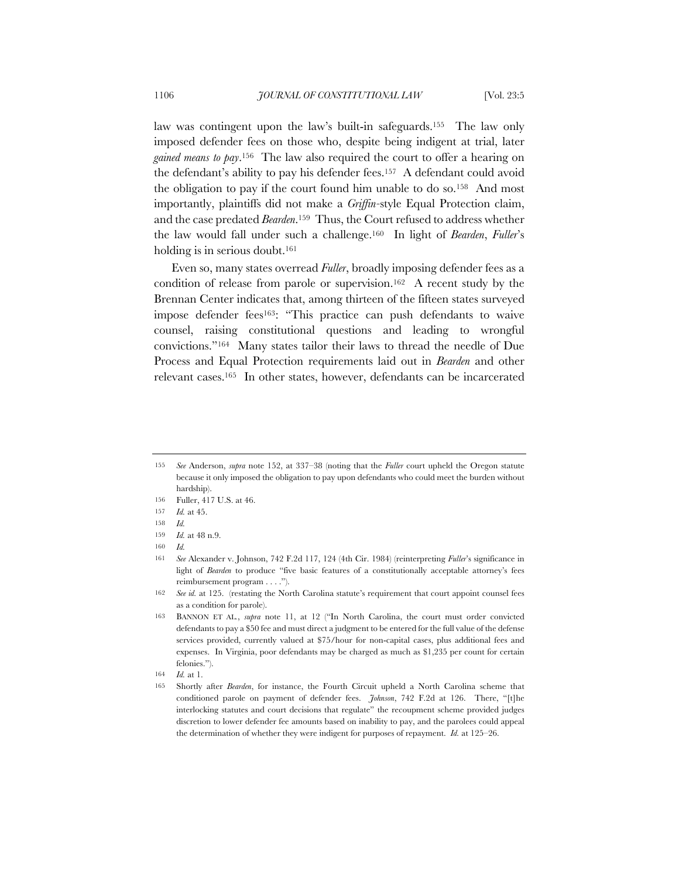law was contingent upon the law's built-in safeguards.[155] The law only imposed defender fees on those who, despite being indigent at trial, later *gained means to pay*.[156] The law also required the court to offer a hearing on the defendant's ability to pay his defender fees.[157] A defendant could avoid the obligation to pay if the court found him unable to do so.[158] And most importantly, plaintiffs did not make a *Griffin*-style Equal Protection claim, and the case predated *Bearden*.[159] Thus, the Court refused to address whether the law would fall under such a challenge.[160] In light of *Bearden*, *Fuller*'s holding is in serious doubt.[161]

Even so, many states overread *Fuller*, broadly imposing defender fees as a condition of release from parole or supervision.[162] A recent study by the Brennan Center indicates that, among thirteen of the fifteen states surveyed impose defender fees[163]: "This practice can push defendants to waive counsel, raising constitutional questions and leading to wrongful convictions."[164] Many states tailor their laws to thread the needle of Due Process and Equal Protection requirements laid out in *Bearden* and other relevant cases.[165] In other states, however, defendants can be incarcerated

---

155 *See* Anderson, *supra* note 152, at 337–38 (noting that the *Fuller* court upheld the Oregon statute because it only imposed the obligation to pay upon defendants who could meet the burden without hardship).

156 Fuller, 417 U.S. at 46.

157 *Id.* at 45.

158 *Id.*

159 *Id.* at 48 n.9.

160 *Id.*

161 *See* Alexander v. Johnson, 742 F.2d 117, 124 (4th Cir. 1984) (reinterpreting *Fuller*'s significance in light of *Bearden* to produce "five basic features of a constitutionally acceptable attorney's fees reimbursement program . . . .").

162 *See id.* at 125. (restating the North Carolina statute's requirement that court appoint counsel fees as a condition for parole).

163 BANNON ET AL., *supra* note 11, at 12 ("In North Carolina, the court must order convicted defendants to pay a $50 fee and must direct a judgment to be entered for the full value of the defense services provided, currently valued at $75/hour for non-capital cases, plus additional fees and expenses. In Virginia, poor defendants may be charged as much as $1,235 per count for certain felonies.").

164 *Id.* at 1.

165 Shortly after *Bearden*, for instance, the Fourth Circuit upheld a North Carolina scheme that conditioned parole on payment of defender fees. *Johnson*, 742 F.2d at 126. There, "[t]he interlocking statutes and court decisions that regulate" the recoupment scheme provided judges discretion to lower defender fee amounts based on inability to pay, and the parolees could appeal the determination of whether they were indigent for purposes of repayment. *Id.* at 125–26.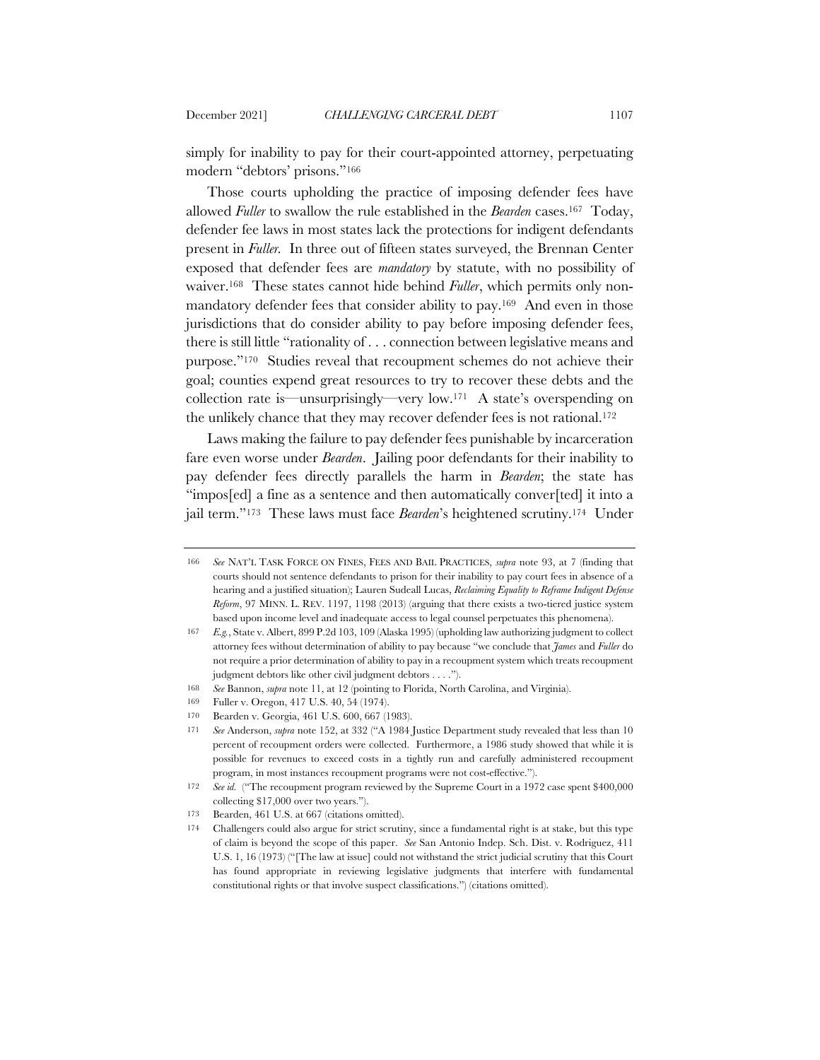simply for inability to pay for their court-appointed attorney, perpetuating modern "debtors' prisons."[166]

Those courts upholding the practice of imposing defender fees have allowed *Fuller* to swallow the rule established in the *Bearden* cases.[167] Today, defender fee laws in most states lack the protections for indigent defendants present in *Fuller*. In three out of fifteen states surveyed, the Brennan Center exposed that defender fees are *mandatory* by statute, with no possibility of waiver.[168] These states cannot hide behind *Fuller*, which permits only non-mandatory defender fees that consider ability to pay.[169] And even in those jurisdictions that do consider ability to pay before imposing defender fees, there is still little "rationality of . . . connection between legislative means and purpose."[170] Studies reveal that recoupment schemes do not achieve their goal; counties expend great resources to try to recover these debts and the collection rate is—unsurprisingly—very low.[171] A state's overspending on the unlikely chance that they may recover defender fees is not rational.[172]

Laws making the failure to pay defender fees punishable by incarceration fare even worse under *Bearden*. Jailing poor defendants for their inability to pay defender fees directly parallels the harm in *Bearden*; the state has "impos[ed] a fine as a sentence and then automatically conver[ted] it into a jail term."[173] These laws must face *Bearden*'s heightened scrutiny.[174] Under

---

166 *See* NAT'L TASK FORCE ON FINES, FEES AND BAIL PRACTICES, *supra* note 93, at 7 (finding that courts should not sentence defendants to prison for their inability to pay court fees in absence of a hearing and a justified situation); Lauren Sudeall Lucas, *Reclaiming Equality to Reframe Indigent Defense Reform*, 97 MINN. L. REV. 1197, 1198 (2013) (arguing that there exists a two-tiered justice system based upon income level and inadequate access to legal counsel perpetuates this phenomena).

167 *E.g.*, State v. Albert, 899 P.2d 103, 109 (Alaska 1995) (upholding law authorizing judgment to collect attorney fees without determination of ability to pay because "we conclude that *James* and *Fuller* do not require a prior determination of ability to pay in a recoupment system which treats recoupment judgment debtors like other civil judgment debtors . . . .").

168 *See* Bannon, *supra* note 11, at 12 (pointing to Florida, North Carolina, and Virginia).

169 Fuller v. Oregon, 417 U.S. 40, 54 (1974).

170 Bearden v. Georgia, 461 U.S. 600, 667 (1983).

171 *See* Anderson, *supra* note 152, at 332 ("A 1984 Justice Department study revealed that less than 10 percent of recoupment orders were collected. Furthermore, a 1986 study showed that while it is possible for revenues to exceed costs in a tightly run and carefully administered recoupment program, in most instances recoupment programs were not cost-effective.").

172 *See id.* ("The recoupment program reviewed by the Supreme Court in a 1972 case spent $400,000 collecting $17,000 over two years.").

173 Bearden, 461 U.S. at 667 (citations omitted).

174 Challengers could also argue for strict scrutiny, since a fundamental right is at stake, but this type of claim is beyond the scope of this paper. *See* San Antonio Indep. Sch. Dist. v. Rodriguez, 411 U.S. 1, 16 (1973) ("[The law at issue] could not withstand the strict judicial scrutiny that this Court has found appropriate in reviewing legislative judgments that interfere with fundamental constitutional rights or that involve suspect classifications.") (citations omitted).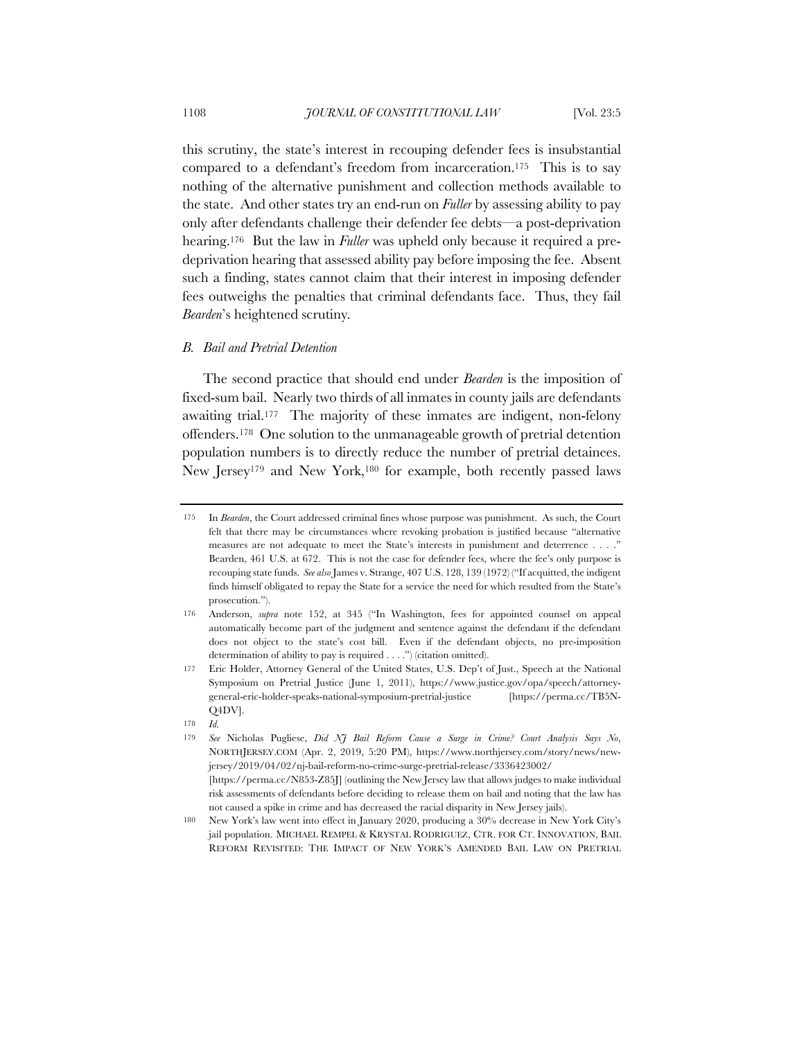this scrutiny, the state's interest in recouping defender fees is insubstantial compared to a defendant's freedom from incarceration.[175] This is to say nothing of the alternative punishment and collection methods available to the state. And other states try an end-run on *Fuller* by assessing ability to pay only after defendants challenge their defender fee debts—a post-deprivation hearing.[176] But the law in *Fuller* was upheld only because it required a pre-deprivation hearing that assessed ability pay before imposing the fee. Absent such a finding, states cannot claim that their interest in imposing defender fees outweighs the penalties that criminal defendants face. Thus, they fail *Bearden*'s heightened scrutiny.

### *B. Bail and Pretrial Detention*

The second practice that should end under *Bearden* is the imposition of fixed-sum bail. Nearly two thirds of all inmates in county jails are defendants awaiting trial.[177] The majority of these inmates are indigent, non-felony offenders.[178] One solution to the unmanageable growth of pretrial detention population numbers is to directly reduce the number of pretrial detainees. New Jersey[179] and New York,[180] for example, both recently passed laws

---

175 In *Bearden*, the Court addressed criminal fines whose purpose was punishment. As such, the Court felt that there may be circumstances where revoking probation is justified because "alternative measures are not adequate to meet the State's interests in punishment and deterrence . . . ." Bearden, 461 U.S. at 672. This is not the case for defender fees, where the fee's only purpose is recouping state funds. *See also* James v. Strange, 407 U.S. 128, 139 (1972) ("If acquitted, the indigent finds himself obligated to repay the State for a service the need for which resulted from the State's prosecution.").

176 Anderson, *supra* note 152, at 345 ("In Washington, fees for appointed counsel on appeal automatically become part of the judgment and sentence against the defendant if the defendant does not object to the state's cost bill. Even if the defendant objects, no pre-imposition determination of ability to pay is required . . . .") (citation omitted).

177 Eric Holder, Attorney General of the United States, U.S. Dep't of Just., Speech at the National Symposium on Pretrial Justice (June 1, 2011), https://www.justice.gov/opa/speech/attorney-general-eric-holder-speaks-national-symposium-pretrial-justice [https://perma.cc/TB5N-Q4DV].

178 *Id.*

179 *See* Nicholas Pugliese, *Did NJ Bail Reform Cause a Surge in Crime? Court Analysis Says No*, NORTHJERSEY.COM (Apr. 2, 2019, 5:20 PM), https://www.northjersey.com/story/news/new-jersey/2019/04/02/nj-bail-reform-no-crime-surge-pretrial-release/3336423002/ [https://perma.cc/N853-Z85J] (outlining the New Jersey law that allows judges to make individual risk assessments of defendants before deciding to release them on bail and noting that the law has not caused a spike in crime and has decreased the racial disparity in New Jersey jails).

180 New York's law went into effect in January 2020, producing a 30% decrease in New York City's jail population. MICHAEL REMPEL & KRYSTAL RODRIGUEZ, CTR. FOR CT. INNOVATION, BAIL REFORM REVISITED: THE IMPACT OF NEW YORK'S AMENDED BAIL LAW ON PRETRIAL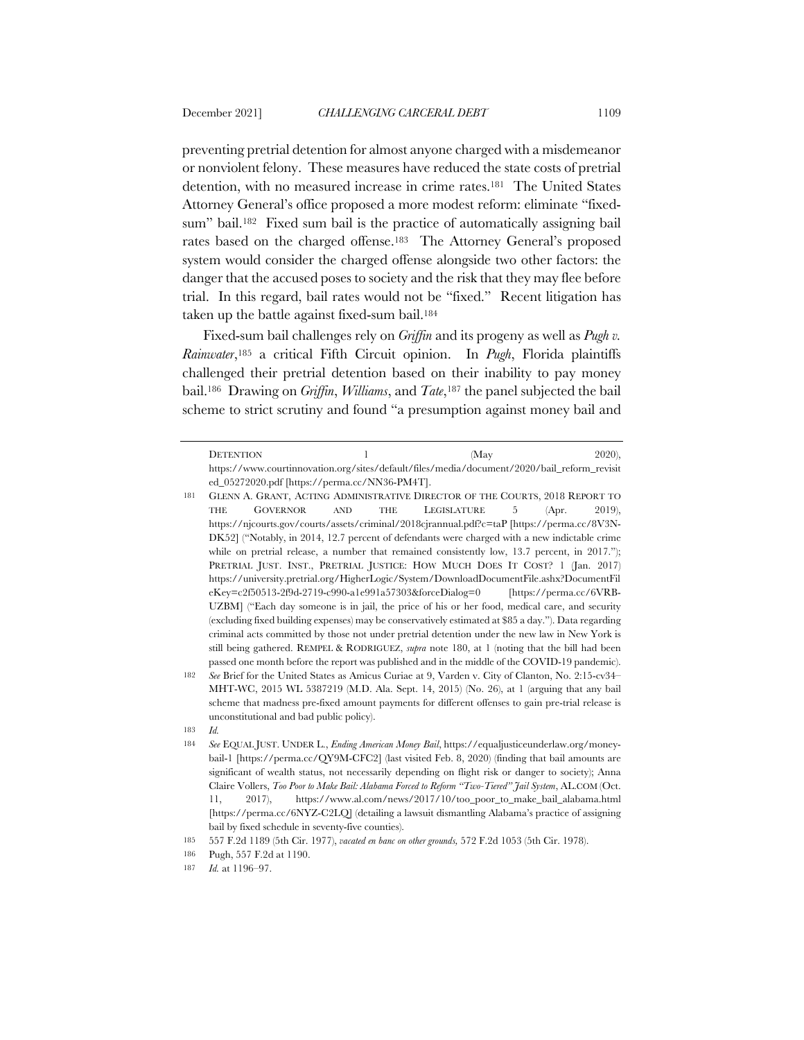preventing pretrial detention for almost anyone charged with a misdemeanor or nonviolent felony. These measures have reduced the state costs of pretrial detention, with no measured increase in crime rates.[181] The United States Attorney General's office proposed a more modest reform: eliminate "fixed-sum" bail.[182] Fixed sum bail is the practice of automatically assigning bail rates based on the charged offense.[183] The Attorney General's proposed system would consider the charged offense alongside two other factors: the danger that the accused poses to society and the risk that they may flee before trial. In this regard, bail rates would not be "fixed." Recent litigation has taken up the battle against fixed-sum bail.[184]

Fixed-sum bail challenges rely on *Griffin* and its progeny as well as *Pugh v. Rainwater*,[185] a critical Fifth Circuit opinion. In *Pugh*, Florida plaintiffs challenged their pretrial detention based on their inability to pay money bail.[186] Drawing on *Griffin*, *Williams*, and *Tate*,[187] the panel subjected the bail scheme to strict scrutiny and found "a presumption against money bail and

---

DETENTION 1 (May 2020), https://www.courtinnovation.org/sites/default/files/media/document/2020/bail_reform_revisited_05272020.pdf [https://perma.cc/NN36-PM4T].

181 GLENN A. GRANT, ACTING ADMINISTRATIVE DIRECTOR OF THE COURTS, 2018 REPORT TO THE GOVERNOR AND THE LEGISLATURE 5 (Apr. 2019), https://njcourts.gov/courts/assets/criminal/2018cjrannual.pdf?c=taP [https://perma.cc/8V3N-DK52] ("Notably, in 2014, 12.7 percent of defendants were charged with a new indictable crime while on pretrial release, a number that remained consistently low, 13.7 percent, in 2017."); PRETRIAL JUST. INST., PRETRIAL JUSTICE: HOW MUCH DOES IT COST? 1 (Jan. 2017) https://university.pretrial.org/HigherLogic/System/DownloadDocumentFile.ashx?DocumentFileKey=c2f50513-2f9d-2719-c990-a1e991a57303&forceDialog=0 [https://perma.cc/6VRB-UZBM] ("Each day someone is in jail, the price of his or her food, medical care, and security (excluding fixed building expenses) may be conservatively estimated at $85 a day."). Data regarding criminal acts committed by those not under pretrial detention under the new law in New York is still being gathered. REMPEL & RODRIGUEZ, *supra* note 180, at 1 (noting that the bill had been passed one month before the report was published and in the middle of the COVID-19 pandemic).

182 *See* Brief for the United States as Amicus Curiae at 9, Varden v. City of Clanton, No. 2:15-cv34–MHT-WC, 2015 WL 5387219 (M.D. Ala. Sept. 14, 2015) (No. 26), at 1 (arguing that any bail scheme that madness pre-fixed amount payments for different offenses to gain pre-trial release is unconstitutional and bad public policy).

183 *Id.*

184 *See* EQUAL JUST. UNDER L., *Ending American Money Bail*, https://equaljusticeunderlaw.org/money-bail-1 [https://perma.cc/QY9M-CFC2] (last visited Feb. 8, 2020) (finding that bail amounts are significant of wealth status, not necessarily depending on flight risk or danger to society); Anna Claire Vollers, *Too Poor to Make Bail: Alabama Forced to Reform "Two-Tiered" Jail System*, AL.COM (Oct. 11, 2017), https://www.al.com/news/2017/10/too_poor_to_make_bail_alabama.html [https://perma.cc/6NYZ-C2LQ] (detailing a lawsuit dismantling Alabama's practice of assigning bail by fixed schedule in seventy-five counties).

185 557 F.2d 1189 (5th Cir. 1977), *vacated en banc on other grounds,* 572 F.2d 1053 (5th Cir. 1978).

186 Pugh, 557 F.2d at 1190.

187 *Id.* at 1196–97.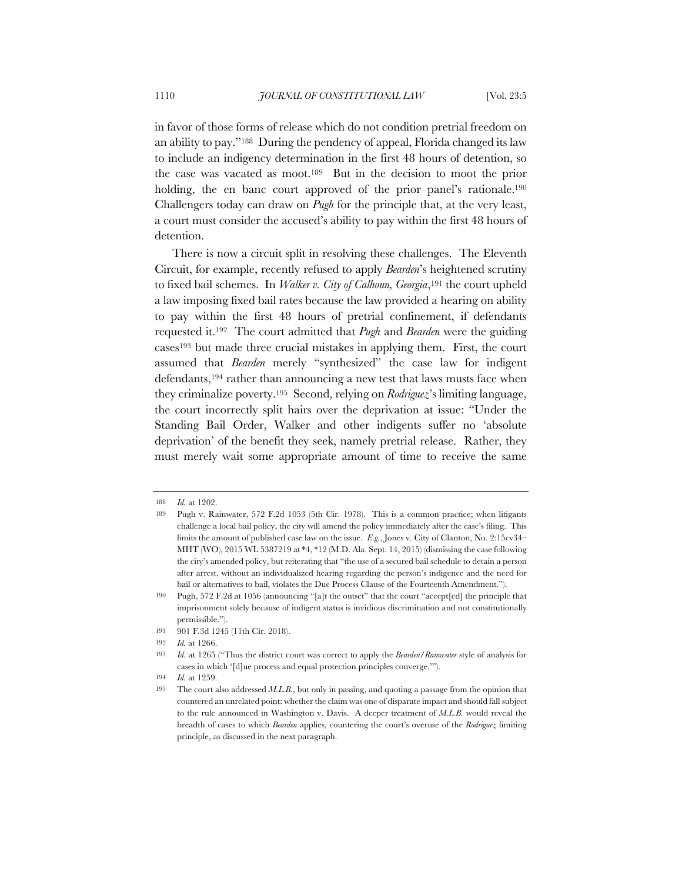in favor of those forms of release which do not condition pretrial freedom on an ability to pay."[188] During the pendency of appeal, Florida changed its law to include an indigency determination in the first 48 hours of detention, so the case was vacated as moot.[189] But in the decision to moot the prior holding, the en banc court approved of the prior panel's rationale.[190] Challengers today can draw on *Pugh* for the principle that, at the very least, a court must consider the accused's ability to pay within the first 48 hours of detention.

There is now a circuit split in resolving these challenges. The Eleventh Circuit, for example, recently refused to apply *Bearden*'s heightened scrutiny to fixed bail schemes. In *Walker v. City of Calhoun, Georgia*,[191] the court upheld a law imposing fixed bail rates because the law provided a hearing on ability to pay within the first 48 hours of pretrial confinement, if defendants requested it.[192] The court admitted that *Pugh* and *Bearden* were the guiding cases[193] but made three crucial mistakes in applying them. First, the court assumed that *Bearden* merely "synthesized" the case law for indigent defendants,[194] rather than announcing a new test that laws musts face when they criminalize poverty.[195] Second, relying on *Rodriguez*'s limiting language, the court incorrectly split hairs over the deprivation at issue: "Under the Standing Bail Order, Walker and other indigents suffer no 'absolute deprivation' of the benefit they seek, namely pretrial release. Rather, they must merely wait some appropriate amount of time to receive the same

---

188 *Id.* at 1202.

189 Pugh v. Rainwater, 572 F.2d 1053 (5th Cir. 1978). This is a common practice; when litigants challenge a local bail policy, the city will amend the policy immediately after the case's filing. This limits the amount of published case law on the issue. *E.g.*, Jones v. City of Clanton, No. 2:15cv34–MHT (WO), 2015 WL 5387219 at *4, *12 (M.D. Ala. Sept. 14, 2015) (dismissing the case following the city's amended policy, but reiterating that "the use of a secured bail schedule to detain a person after arrest, without an individualized hearing regarding the person's indigence and the need for bail or alternatives to bail, violates the Due Process Clause of the Fourteenth Amendment.").

190 Pugh, 572 F.2d at 1056 (announcing "[a]t the outset" that the court "accept[ed] the principle that imprisonment solely because of indigent status is invidious discrimination and not constitutionally permissible.").

191 901 F.3d 1245 (11th Cir. 2018).

192 *Id.* at 1266.

193 *Id.* at 1265 ("Thus the district court was correct to apply the *Bearden/Rainwater* style of analysis for cases in which '[d]ue process and equal protection principles converge.'").

194 *Id.* at 1259.

195 The court also addressed *M.L.B.*, but only in passing, and quoting a passage from the opinion that countered an unrelated point: whether the claim was one of disparate impact and should fall subject to the rule announced in Washington v. Davis. A deeper treatment of *M.L.B.* would reveal the breadth of cases to which *Bearden* applies, countering the court's overuse of the *Rodriguez* limiting principle, as discussed in the next paragraph.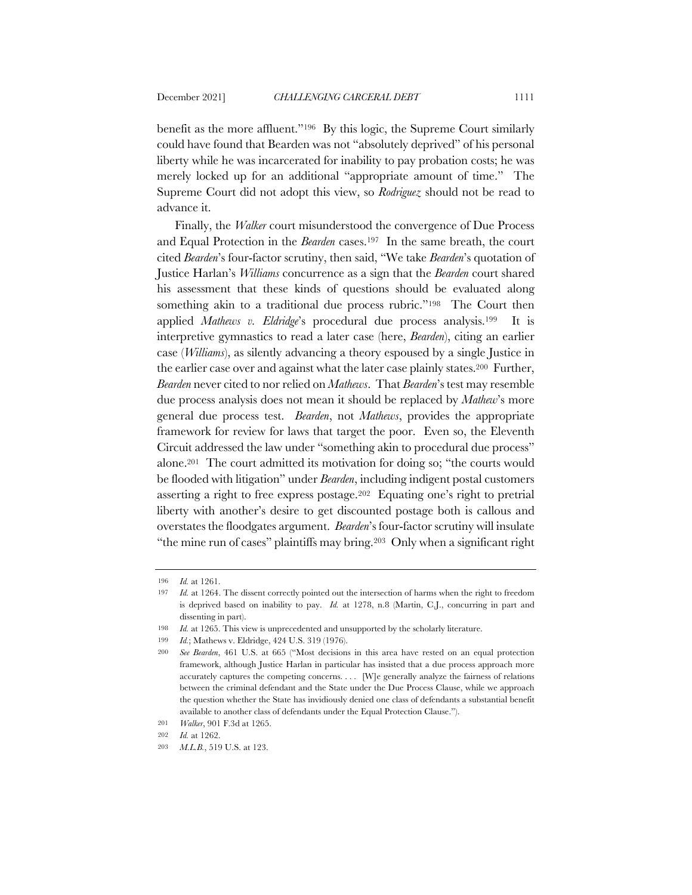benefit as the more affluent."[196] By this logic, the Supreme Court similarly could have found that Bearden was not "absolutely deprived" of his personal liberty while he was incarcerated for inability to pay probation costs; he was merely locked up for an additional "appropriate amount of time." The Supreme Court did not adopt this view, so *Rodriguez* should not be read to advance it.

Finally, the *Walker* court misunderstood the convergence of Due Process and Equal Protection in the *Bearden* cases.[197] In the same breath, the court cited *Bearden*'s four-factor scrutiny, then said, "We take *Bearden*'s quotation of Justice Harlan's *Williams* concurrence as a sign that the *Bearden* court shared his assessment that these kinds of questions should be evaluated along something akin to a traditional due process rubric."[198] The Court then applied *Mathews v. Eldridge*'s procedural due process analysis.[199] It is interpretive gymnastics to read a later case (here, *Bearden*), citing an earlier case (*Williams*), as silently advancing a theory espoused by a single Justice in the earlier case over and against what the later case plainly states.[200] Further, *Bearden* never cited to nor relied on *Mathews*. That *Bearden*'s test may resemble due process analysis does not mean it should be replaced by *Mathew*'s more general due process test. *Bearden*, not *Mathews*, provides the appropriate framework for review for laws that target the poor. Even so, the Eleventh Circuit addressed the law under "something akin to procedural due process" alone.[201] The court admitted its motivation for doing so; "the courts would be flooded with litigation" under *Bearden*, including indigent postal customers asserting a right to free express postage.[202] Equating one's right to pretrial liberty with another's desire to get discounted postage both is callous and overstates the floodgates argument. *Bearden*'s four-factor scrutiny will insulate "the mine run of cases" plaintiffs may bring.[203] Only when a significant right

---

196 *Id.* at 1261.

197 *Id.* at 1264. The dissent correctly pointed out the intersection of harms when the right to freedom is deprived based on inability to pay. *Id.* at 1278, n.8 (Martin, C.J., concurring in part and dissenting in part).

198 *Id.* at 1265. This view is unprecedented and unsupported by the scholarly literature.

199 *Id.*; Mathews v. Eldridge, 424 U.S. 319 (1976).

200 *See Bearden*, 461 U.S. at 665 ("Most decisions in this area have rested on an equal protection framework, although Justice Harlan in particular has insisted that a due process approach more accurately captures the competing concerns. . . . [W]e generally analyze the fairness of relations between the criminal defendant and the State under the Due Process Clause, while we approach the question whether the State has invidiously denied one class of defendants a substantial benefit available to another class of defendants under the Equal Protection Clause.").

201 *Walker*, 901 F.3d at 1265.

202 *Id.* at 1262.

203 *M.L.B.*, 519 U.S. at 123.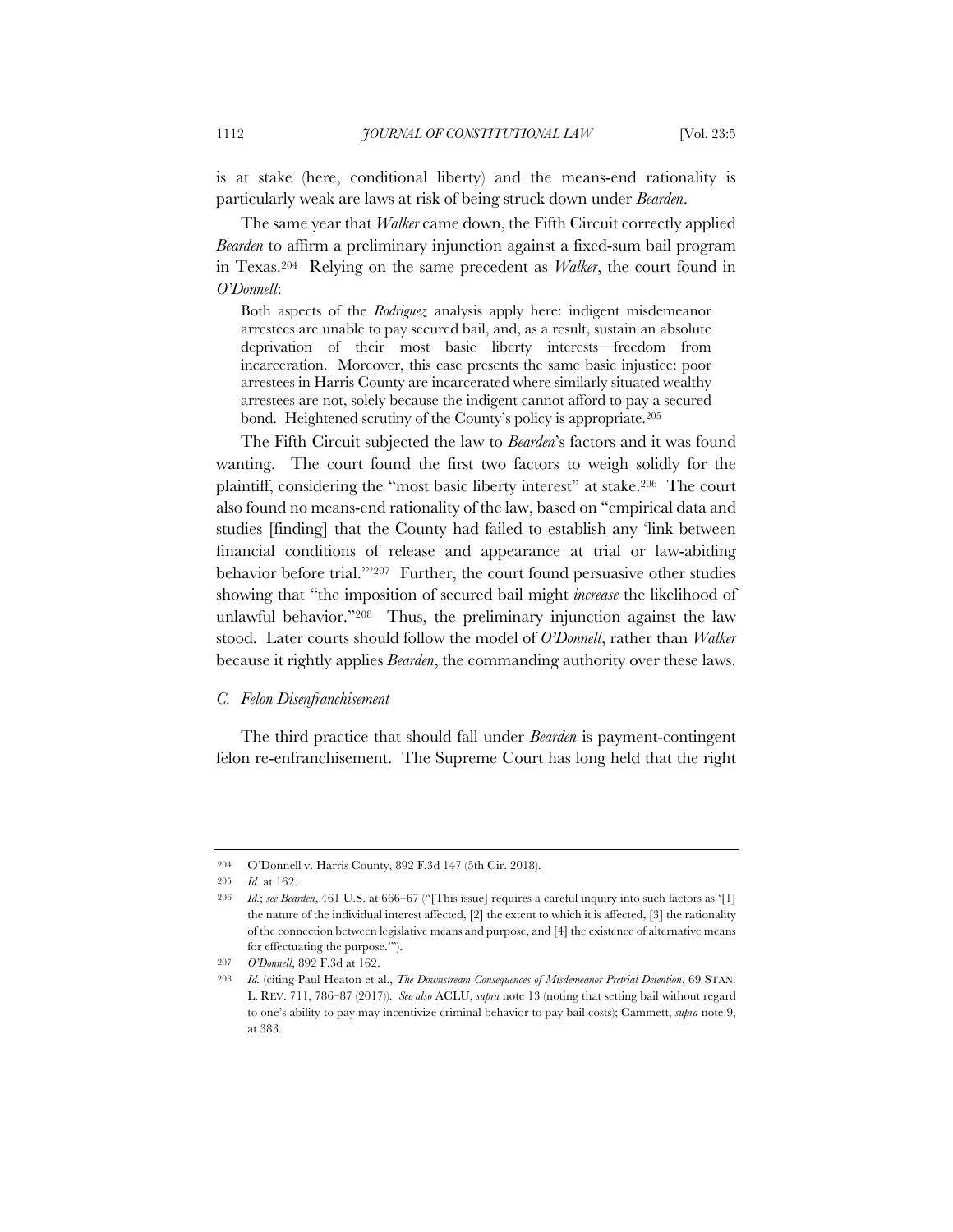is at stake (here, conditional liberty) and the means-end rationality is particularly weak are laws at risk of being struck down under *Bearden*.

The same year that *Walker* came down, the Fifth Circuit correctly applied *Bearden* to affirm a preliminary injunction against a fixed-sum bail program in Texas.[204] Relying on the same precedent as *Walker*, the court found in *O'Donnell*:

> Both aspects of the *Rodriguez* analysis apply here: indigent misdemeanor arrestees are unable to pay secured bail, and, as a result, sustain an absolute deprivation of their most basic liberty interests—freedom from incarceration. Moreover, this case presents the same basic injustice: poor arrestees in Harris County are incarcerated where similarly situated wealthy arrestees are not, solely because the indigent cannot afford to pay a secured bond. Heightened scrutiny of the County's policy is appropriate.[205]

The Fifth Circuit subjected the law to *Bearden*'s factors and it was found wanting. The court found the first two factors to weigh solidly for the plaintiff, considering the "most basic liberty interest" at stake.[206] The court also found no means-end rationality of the law, based on "empirical data and studies [finding] that the County had failed to establish any 'link between financial conditions of release and appearance at trial or law-abiding behavior before trial.'"[207] Further, the court found persuasive other studies showing that "the imposition of secured bail might *increase* the likelihood of unlawful behavior."[208] Thus, the preliminary injunction against the law stood. Later courts should follow the model of *O'Donnell*, rather than *Walker* because it rightly applies *Bearden*, the commanding authority over these laws.

### *C. Felon Disenfranchisement*

The third practice that should fall under *Bearden* is payment-contingent felon re-enfranchisement. The Supreme Court has long held that the right

---

204 O'Donnell v. Harris County, 892 F.3d 147 (5th Cir. 2018).

205 *Id.* at 162.

206 *Id.*; *see Bearden*, 461 U.S. at 666–67 ("[This issue] requires a careful inquiry into such factors as '[1] the nature of the individual interest affected, [2] the extent to which it is affected, [3] the rationality of the connection between legislative means and purpose, and [4] the existence of alternative means for effectuating the purpose.'").

207 *O'Donnell*, 892 F.3d at 162.

208 *Id.* (citing Paul Heaton et al., *The Downstream Consequences of Misdemeanor Pretrial Detention*, 69 STAN. L. REV. 711, 786–87 (2017)). *See also* ACLU, *supra* note 13 (noting that setting bail without regard to one's ability to pay may incentivize criminal behavior to pay bail costs); Cammett, *supra* note 9, at 383.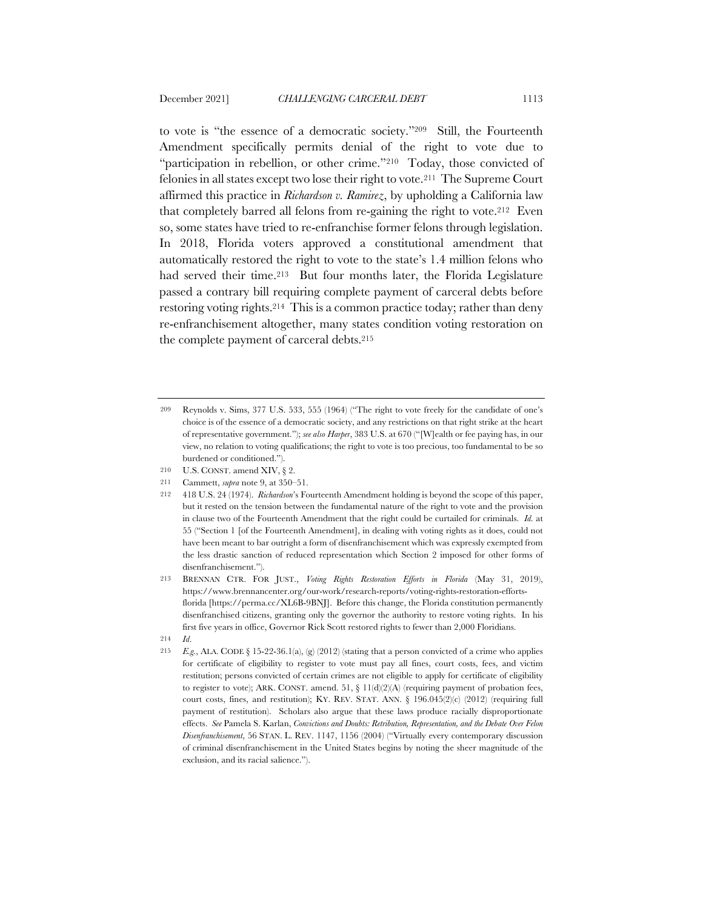to vote is "the essence of a democratic society."[209] Still, the Fourteenth Amendment specifically permits denial of the right to vote due to "participation in rebellion, or other crime."[210] Today, those convicted of felonies in all states except two lose their right to vote.[211] The Supreme Court affirmed this practice in *Richardson v. Ramirez*, by upholding a California law that completely barred all felons from re-gaining the right to vote.[212] Even so, some states have tried to re-enfranchise former felons through legislation. In 2018, Florida voters approved a constitutional amendment that automatically restored the right to vote to the state's 1.4 million felons who had served their time.[213] But four months later, the Florida Legislature passed a contrary bill requiring complete payment of carceral debts before restoring voting rights.[214] This is a common practice today; rather than deny re-enfranchisement altogether, many states condition voting restoration on the complete payment of carceral debts.[215]

---

209 Reynolds v. Sims, 377 U.S. 533, 555 (1964) ("The right to vote freely for the candidate of one's choice is of the essence of a democratic society, and any restrictions on that right strike at the heart of representative government."); *see also Harper*, 383 U.S. at 670 ("[W]ealth or fee paying has, in our view, no relation to voting qualifications; the right to vote is too precious, too fundamental to be so burdened or conditioned.").

210 U.S. CONST. amend XIV, § 2.

211 Cammett, *supra* note 9, at 350–51.

212 418 U.S. 24 (1974). *Richardson*'s Fourteenth Amendment holding is beyond the scope of this paper, but it rested on the tension between the fundamental nature of the right to vote and the provision in clause two of the Fourteenth Amendment that the right could be curtailed for criminals. *Id.* at 55 ("Section 1 [of the Fourteenth Amendment], in dealing with voting rights as it does, could not have been meant to bar outright a form of disenfranchisement which was expressly exempted from the less drastic sanction of reduced representation which Section 2 imposed for other forms of disenfranchisement.").

213 BRENNAN CTR. FOR JUST., *Voting Rights Restoration Efforts in Florida* (May 31, 2019), https://www.brennancenter.org/our-work/research-reports/voting-rights-restoration-efforts-florida [https://perma.cc/XL6B-9BNJ]. Before this change, the Florida constitution permanently disenfranchised citizens, granting only the governor the authority to restore voting rights. In his first five years in office, Governor Rick Scott restored rights to fewer than 2,000 Floridians.

214 *Id.*

215 *E.g.*, ALA. CODE § 15-22-36.1(a), (g) (2012) (stating that a person convicted of a crime who applies for certificate of eligibility to register to vote must pay all fines, court costs, fees, and victim restitution; persons convicted of certain crimes are not eligible to apply for certificate of eligibility to register to vote); ARK. CONST. amend. 51, § 11(d)(2)(A) (requiring payment of probation fees, court costs, fines, and restitution); KY. REV. STAT. ANN. § 196.045(2)(c) (2012) (requiring full payment of restitution). Scholars also argue that these laws produce racially disproportionate effects. *See* Pamela S. Karlan, *Convictions and Doubts: Retribution, Representation, and the Debate Over Felon Disenfranchisement*, 56 STAN. L. REV. 1147, 1156 (2004) ("Virtually every contemporary discussion of criminal disenfranchisement in the United States begins by noting the sheer magnitude of the exclusion, and its racial salience.").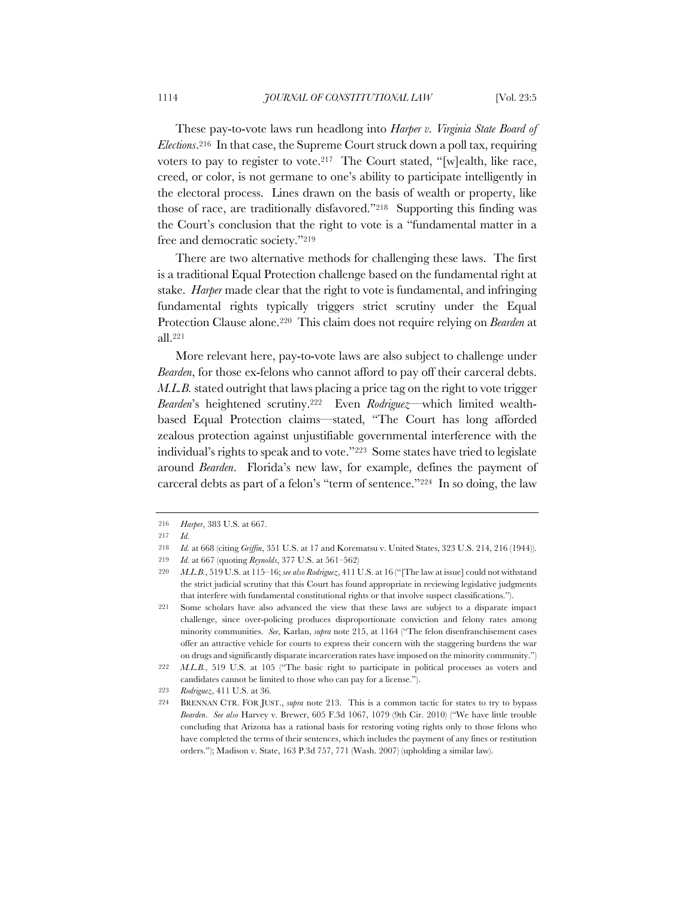These pay-to-vote laws run headlong into *Harper v. Virginia State Board of Elections*.[216] In that case, the Supreme Court struck down a poll tax, requiring voters to pay to register to vote.[217] The Court stated, "[w]ealth, like race, creed, or color, is not germane to one's ability to participate intelligently in the electoral process. Lines drawn on the basis of wealth or property, like those of race, are traditionally disfavored."[218] Supporting this finding was the Court's conclusion that the right to vote is a "fundamental matter in a free and democratic society."[219]

There are two alternative methods for challenging these laws. The first is a traditional Equal Protection challenge based on the fundamental right at stake. *Harper* made clear that the right to vote is fundamental, and infringing fundamental rights typically triggers strict scrutiny under the Equal Protection Clause alone.[220] This claim does not require relying on *Bearden* at all.[221]

More relevant here, pay-to-vote laws are also subject to challenge under *Bearden*, for those ex-felons who cannot afford to pay off their carceral debts. *M.L.B.* stated outright that laws placing a price tag on the right to vote trigger *Bearden*'s heightened scrutiny.[222] Even *Rodriguez*—which limited wealth-based Equal Protection claims—stated, "The Court has long afforded zealous protection against unjustifiable governmental interference with the individual's rights to speak and to vote."[223] Some states have tried to legislate around *Bearden*. Florida's new law, for example, defines the payment of carceral debts as part of a felon's "term of sentence."[224] In so doing, the law

---

216 *Harper*, 383 U.S. at 667.

217 *Id.*

218 *Id.* at 668 (citing *Griffin*, 351 U.S. at 17 and Korematsu v. United States, 323 U.S. 214, 216 (1944)).

219 *Id.* at 667 (quoting *Reynolds*, 377 U.S. at 561–562)

220 *M.L.B.*, 519 U.S. at 115–16; *see also Rodriguez*, 411 U.S. at 16 ("[The law at issue] could not withstand the strict judicial scrutiny that this Court has found appropriate in reviewing legislative judgments that interfere with fundamental constitutional rights or that involve suspect classifications.").

221 Some scholars have also advanced the view that these laws are subject to a disparate impact challenge, since over-policing produces disproportionate conviction and felony rates among minority communities. *See*, Karlan, *supra* note 215, at 1164 ("The felon disenfranchisement cases offer an attractive vehicle for courts to express their concern with the staggering burdens the war on drugs and significantly disparate incarceration rates have imposed on the minority community.")

222 *M.L.B.*, 519 U.S. at 105 ("The basic right to participate in political processes as voters and candidates cannot be limited to those who can pay for a license.").

223 *Rodriguez*, 411 U.S. at 36.

224 BRENNAN CTR. FOR JUST., *supra* note 213. This is a common tactic for states to try to bypass *Bearden*. *See also* Harvey v. Brewer, 605 F.3d 1067, 1079 (9th Cir. 2010) ("We have little trouble concluding that Arizona has a rational basis for restoring voting rights only to those felons who have completed the terms of their sentences, which includes the payment of any fines or restitution orders."); Madison v. State, 163 P.3d 757, 771 (Wash. 2007) (upholding a similar law).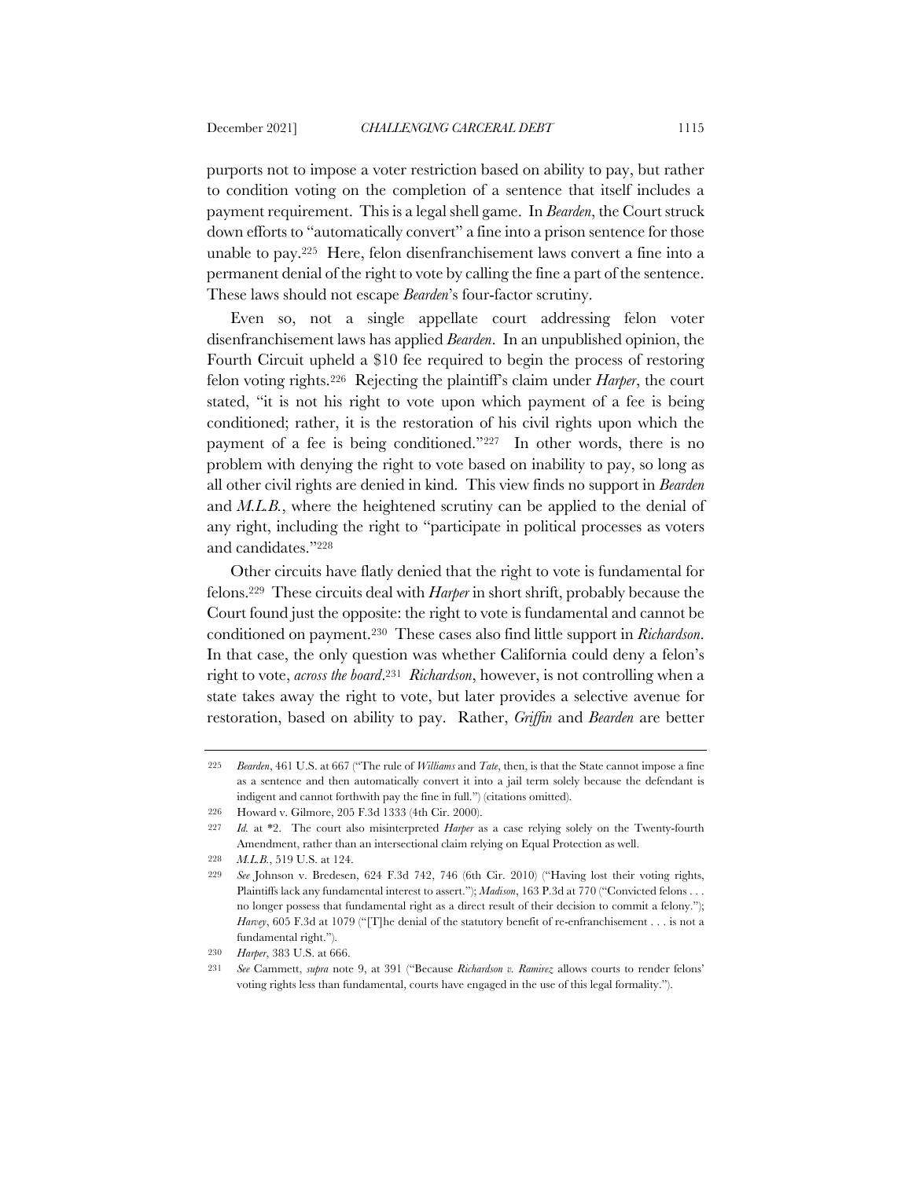purports not to impose a voter restriction based on ability to pay, but rather to condition voting on the completion of a sentence that itself includes a payment requirement. This is a legal shell game. In *Bearden*, the Court struck down efforts to "automatically convert" a fine into a prison sentence for those unable to pay.[225] Here, felon disenfranchisement laws convert a fine into a permanent denial of the right to vote by calling the fine a part of the sentence. These laws should not escape *Bearden*'s four-factor scrutiny.

Even so, not a single appellate court addressing felon voter disenfranchisement laws has applied *Bearden*. In an unpublished opinion, the Fourth Circuit upheld a $10 fee required to begin the process of restoring felon voting rights.[226] Rejecting the plaintiff's claim under *Harper*, the court stated, "it is not his right to vote upon which payment of a fee is being conditioned; rather, it is the restoration of his civil rights upon which the payment of a fee is being conditioned."[227] In other words, there is no problem with denying the right to vote based on inability to pay, so long as all other civil rights are denied in kind. This view finds no support in *Bearden* and *M.L.B.*, where the heightened scrutiny can be applied to the denial of any right, including the right to "participate in political processes as voters and candidates."[228]

Other circuits have flatly denied that the right to vote is fundamental for felons.[229] These circuits deal with *Harper* in short shrift, probably because the Court found just the opposite: the right to vote is fundamental and cannot be conditioned on payment.[230] These cases also find little support in *Richardson*. In that case, the only question was whether California could deny a felon's right to vote, *across the board*.[231] *Richardson*, however, is not controlling when a state takes away the right to vote, but later provides a selective avenue for restoration, based on ability to pay. Rather, *Griffin* and *Bearden* are better

---

225 *Bearden*, 461 U.S. at 667 ("The rule of *Williams* and *Tate*, then, is that the State cannot impose a fine as a sentence and then automatically convert it into a jail term solely because the defendant is indigent and cannot forthwith pay the fine in full.") (citations omitted).

226 Howard v. Gilmore, 205 F.3d 1333 (4th Cir. 2000).

227 *Id.* at *2. The court also misinterpreted *Harper* as a case relying solely on the Twenty-fourth Amendment, rather than an intersectional claim relying on Equal Protection as well.

228 *M.L.B.*, 519 U.S. at 124.

229 *See* Johnson v. Bredesen, 624 F.3d 742, 746 (6th Cir. 2010) ("Having lost their voting rights, Plaintiffs lack any fundamental interest to assert."); *Madison*, 163 P.3d at 770 ("Convicted felons . . . no longer possess that fundamental right as a direct result of their decision to commit a felony."); *Harvey*, 605 F.3d at 1079 ("[T]he denial of the statutory benefit of re-enfranchisement . . . is not a fundamental right.").

230 *Harper*, 383 U.S. at 666.

231 *See* Cammett, *supra* note 9, at 391 ("Because *Richardson v. Ramirez* allows courts to render felons' voting rights less than fundamental, courts have engaged in the use of this legal formality.").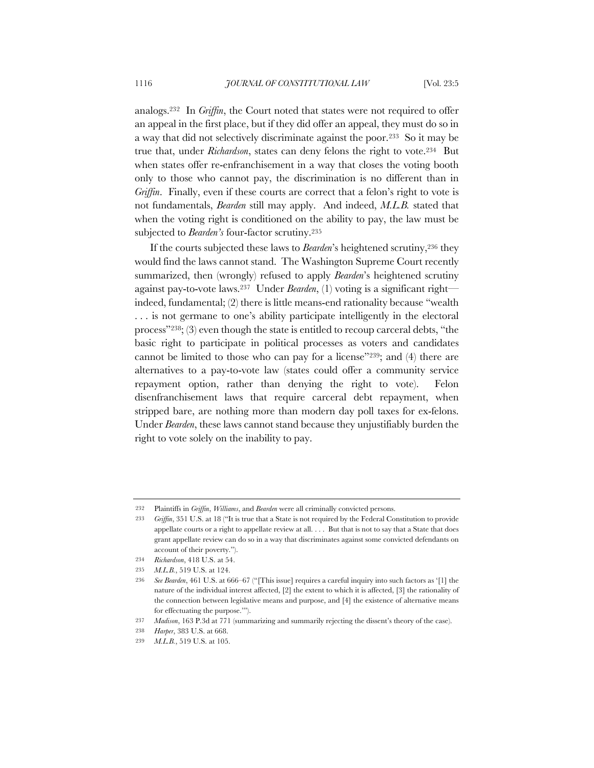analogs.[232] In *Griffin*, the Court noted that states were not required to offer an appeal in the first place, but if they did offer an appeal, they must do so in a way that did not selectively discriminate against the poor.[233] So it may be true that, under *Richardson*, states can deny felons the right to vote.[234] But when states offer re-enfranchisement in a way that closes the voting booth only to those who cannot pay, the discrimination is no different than in *Griffin*. Finally, even if these courts are correct that a felon's right to vote is not fundamentals, *Bearden* still may apply. And indeed, *M.L.B.* stated that when the voting right is conditioned on the ability to pay, the law must be subjected to *Bearden's* four-factor scrutiny.[235]

If the courts subjected these laws to *Bearden*'s heightened scrutiny,[236] they would find the laws cannot stand. The Washington Supreme Court recently summarized, then (wrongly) refused to apply *Bearden*'s heightened scrutiny against pay-to-vote laws.[237] Under *Bearden*, (1) voting is a significant right—indeed, fundamental; (2) there is little means-end rationality because "wealth . . . is not germane to one's ability participate intelligently in the electoral process"[238]; (3) even though the state is entitled to recoup carceral debts, "the basic right to participate in political processes as voters and candidates cannot be limited to those who can pay for a license"[239]; and (4) there are alternatives to a pay-to-vote law (states could offer a community service repayment option, rather than denying the right to vote). Felon disenfranchisement laws that require carceral debt repayment, when stripped bare, are nothing more than modern day poll taxes for ex-felons. Under *Bearden*, these laws cannot stand because they unjustifiably burden the right to vote solely on the inability to pay.

---

232 Plaintiffs in *Griffin*, *Williams*, and *Bearden* were all criminally convicted persons.

233 *Griffin*, 351 U.S. at 18 ("It is true that a State is not required by the Federal Constitution to provide appellate courts or a right to appellate review at all. . . . But that is not to say that a State that does grant appellate review can do so in a way that discriminates against some convicted defendants on account of their poverty.").

234 *Richardson*, 418 U.S. at 54.

235 *M.L.B.*, 519 U.S. at 124.

236 *See Bearden*, 461 U.S. at 666–67 ("[This issue] requires a careful inquiry into such factors as '[1] the nature of the individual interest affected, [2] the extent to which it is affected, [3] the rationality of the connection between legislative means and purpose, and [4] the existence of alternative means for effectuating the purpose.'").

237 *Madison*, 163 P.3d at 771 (summarizing and summarily rejecting the dissent's theory of the case).

238 *Harper*, 383 U.S. at 668.

239 *M.L.B.*, 519 U.S. at 105.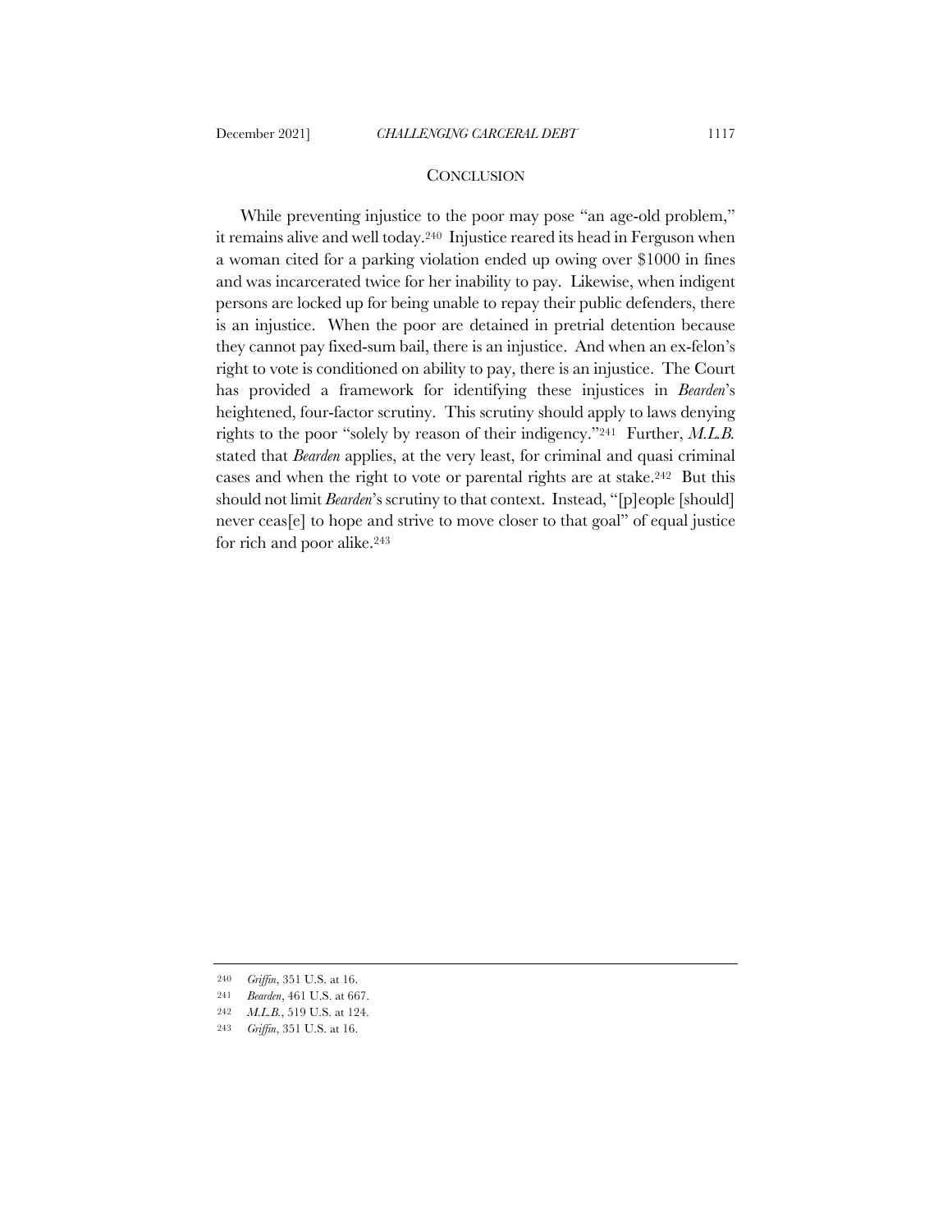## CONCLUSION

While preventing injustice to the poor may pose "an age-old problem," it remains alive and well today.[240] Injustice reared its head in Ferguson when a woman cited for a parking violation ended up owing over $1000 in fines and was incarcerated twice for her inability to pay. Likewise, when indigent persons are locked up for being unable to repay their public defenders, there is an injustice. When the poor are detained in pretrial detention because they cannot pay fixed-sum bail, there is an injustice. And when an ex-felon's right to vote is conditioned on ability to pay, there is an injustice. The Court has provided a framework for identifying these injustices in *Bearden*'s heightened, four-factor scrutiny. This scrutiny should apply to laws denying rights to the poor "solely by reason of their indigency."[241] Further, *M.L.B.* stated that *Bearden* applies, at the very least, for criminal and quasi criminal cases and when the right to vote or parental rights are at stake.[242] But this should not limit *Bearden*'s scrutiny to that context. Instead, "[p]eople [should] never ceas[e] to hope and strive to move closer to that goal" of equal justice for rich and poor alike.[243]

---

240 *Griffin*, 351 U.S. at 16.

241 *Bearden*, 461 U.S. at 667.

242 *M.L.B.*, 519 U.S. at 124.

243 *Griffin*, 351 U.S. at 16.